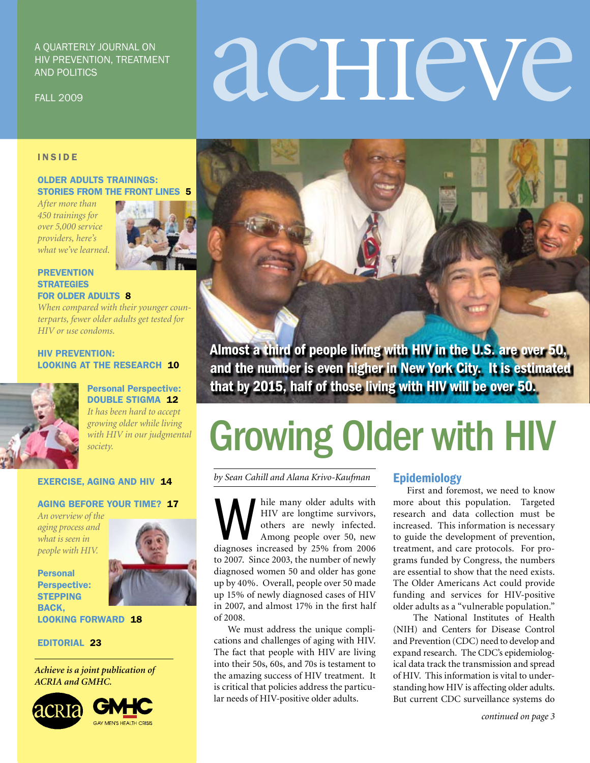A QUARTERLY JOURNAL ON HIV PREVENTION, TREATMENT AND POLITICS

FALL 2009

# achieve

**INSIDE**

**OLDER ADULTS TRAININGS: STORIES FROM THE FRONT LINES 5**
*After more than 450 trainings for over 5,000 service providers, here's what we've learned.*

**PREVENTION STRATEGIES FOR OLDER ADULTS 8**
*When compared with their younger counterparts, fewer older adults get tested for HIV or use condoms.*

**HIV PREVENTION: LOOKING AT THE RESEARCH 10**

**Personal Perspective: DOUBLE STIGMA 12**
*It has been hard to accept growing older while living with HIV in our judgmental society.*

**EXERCISE, AGING AND HIV 14**

**AGING BEFORE YOUR TIME? 17**
*An overview of the aging process and what is seen in people with HIV.*

**Personal Perspective: STEPPING BACK, LOOKING FORWARD 18**

**EDITORIAL 23**

*Achieve is a joint publication of ACRIA and GMHC.*

**Almost a third of people living with HIV in the U.S. are over 50, and the number is even higher in New York City. It is estimated that by 2015, half of those living with HIV will be over 50.**

# Growing Older with HIV

*by Sean Cahill and Alana Krivo-Kaufman*

While many older adults with HIV are longtime survivors, others are newly infected. Among people over 50, new diagnoses increased by 25% from 2006 to 2007. Since 2003, the number of newly diagnosed women 50 and older has gone up by 40%. Overall, people over 50 made up 15% of newly diagnosed cases of HIV in 2007, and almost 17% in the first half of 2008.

We must address the unique complications and challenges of aging with HIV. The fact that people with HIV are living into their 50s, 60s, and 70s is testament to the amazing success of HIV treatment. It is critical that policies address the particular needs of HIV-positive older adults.

## Epidemiology

First and foremost, we need to know more about this population. Targeted research and data collection must be increased. This information is necessary to guide the development of prevention, treatment, and care protocols. For programs funded by Congress, the numbers are essential to show that the need exists. The Older Americans Act could provide funding and services for HIV-positive older adults as a "vulnerable population."

The National Institutes of Health (NIH) and Centers for Disease Control and Prevention (CDC) need to develop and expand research. The CDC's epidemiological data track the transmission and spread of HIV. This information is vital to understanding how HIV is affecting older adults. But current CDC surveillance systems do

*continued on page 3*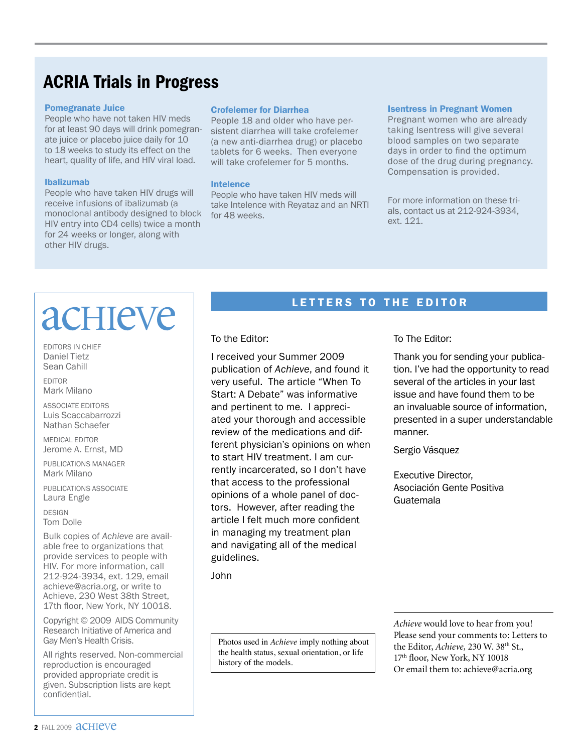# ACRIA Trials in Progress

### Pomegranate Juice

People who have not taken HIV meds for at least 90 days will drink pomegranate juice or placebo juice daily for 10 to 18 weeks to study its effect on the heart, quality of life, and HIV viral load.

### Ibalizumab

People who have taken HIV drugs will receive infusions of ibalizumab (a monoclonal antibody designed to block HIV entry into CD4 cells) twice a month for 24 weeks or longer, along with other HIV drugs.

### Crofelemer for Diarrhea

People 18 and older who have persistent diarrhea will take crofelemer (a new anti-diarrhea drug) or placebo tablets for 6 weeks. Then everyone will take crofelemer for 5 months.

### Intelence

People who have taken HIV meds will take Intelence with Reyataz and an NRTI for 48 weeks.

### Isentress in Pregnant Women

Pregnant women who are already taking Isentress will give several blood samples on two separate days in order to find the optimum dose of the drug during pregnancy. Compensation is provided.

For more information on these trials, contact us at 212-924-3934, ext. 121.

# achieve

EDITORS IN CHIEF
Daniel Tietz
Sean Cahill

EDITOR
Mark Milano

ASSOCIATE EDITORS
Luis Scaccabarrozzi
Nathan Schaefer

MEDICAL EDITOR
Jerome A. Ernst, MD

PUBLICATIONS MANAGER
Mark Milano

PUBLICATIONS ASSOCIATE
Laura Engle

DESIGN
Tom Dolle

Bulk copies of *Achieve* are available free to organizations that provide services to people with HIV. For more information, call 212-924-3934, ext. 129, email achieve@acria.org, or write to Achieve, 230 West 38th Street, 17th floor, New York, NY 10018.

Copyright © 2009 AIDS Community Research Initiative of America and Gay Men's Health Crisis.

All rights reserved. Non-commercial reproduction is encouraged provided appropriate credit is given. Subscription lists are kept confidential.

## LETTERS TO THE EDITOR

To the Editor:

I received your Summer 2009 publication of *Achieve*, and found it very useful. The article "When To Start: A Debate" was informative and pertinent to me. I appreciated your thorough and accessible review of the medications and different physician's opinions on when to start HIV treatment. I am currently incarcerated, so I don't have that access to the professional opinions of a whole panel of doctors. However, after reading the article I felt much more confident in managing my treatment plan and navigating all of the medical guidelines.

John

To The Editor:

Thank you for sending your publication. I've had the opportunity to read several of the articles in your last issue and have found them to be an invaluable source of information, presented in a super understandable manner.

Sergio Vásquez

Executive Director,
Asociación Gente Positiva
Guatemala

Photos used in *Achieve* imply nothing about the health status, sexual orientation, or life history of the models.

*Achieve* would love to hear from you! Please send your comments to: Letters to the Editor, *Achieve,* 230 W. 38th St., 17th floor, New York, NY 10018
Or email them to: achieve@acria.org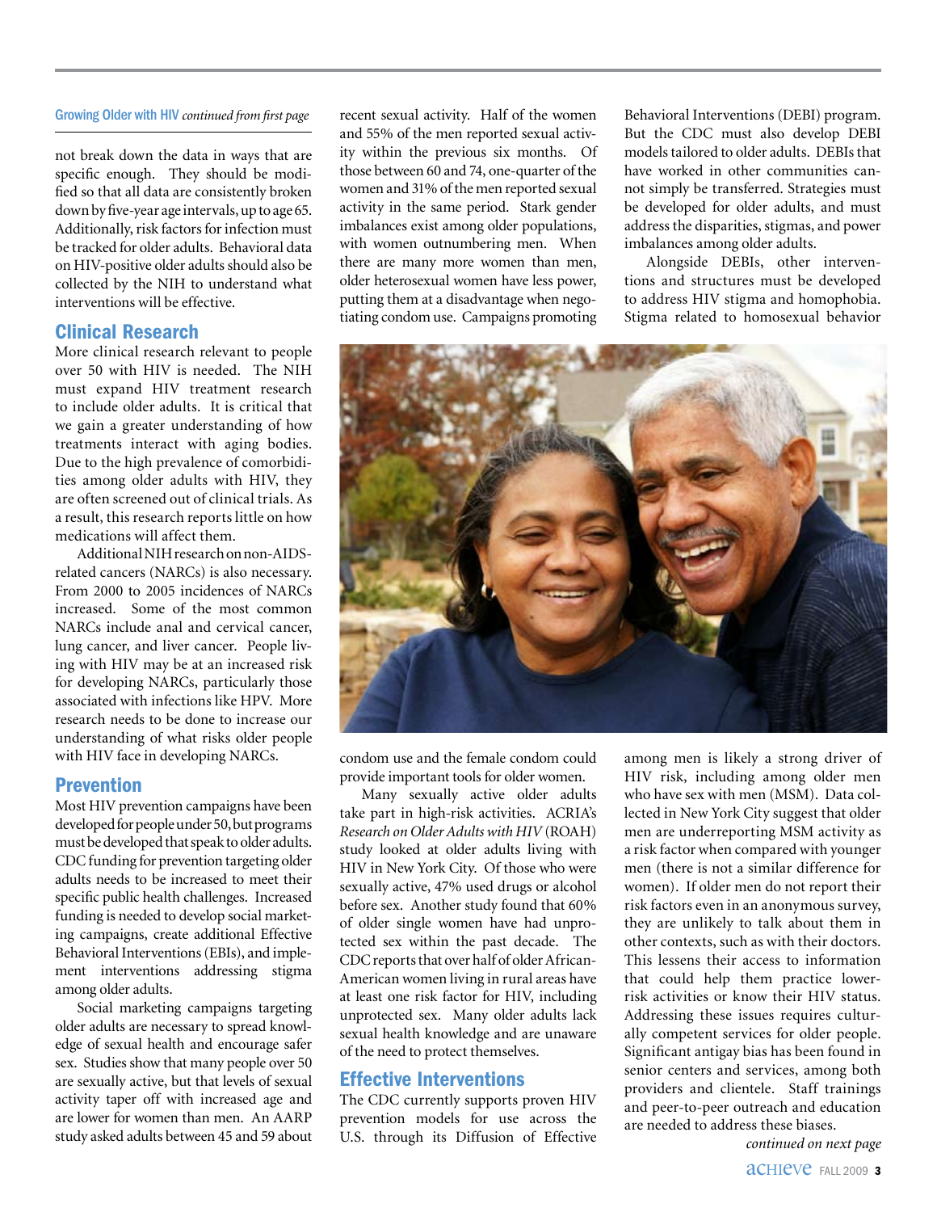Growing Older with HIV *continued from first page*

not break down the data in ways that are specific enough. They should be modified so that all data are consistently broken down by five-year age intervals, up to age 65. Additionally, risk factors for infection must be tracked for older adults. Behavioral data on HIV-positive older adults should also be collected by the NIH to understand what interventions will be effective.

## Clinical Research

More clinical research relevant to people over 50 with HIV is needed. The NIH must expand HIV treatment research to include older adults. It is critical that we gain a greater understanding of how treatments interact with aging bodies. Due to the high prevalence of comorbidities among older adults with HIV, they are often screened out of clinical trials. As a result, this research reports little on how medications will affect them.

Additional NIH research on non-AIDS-related cancers (NARCs) is also necessary. From 2000 to 2005 incidences of NARCs increased. Some of the most common NARCs include anal and cervical cancer, lung cancer, and liver cancer. People living with HIV may be at an increased risk for developing NARCs, particularly those associated with infections like HPV. More research needs to be done to increase our understanding of what risks older people with HIV face in developing NARCs.

## Prevention

Most HIV prevention campaigns have been developed for people under 50, but programs must be developed that speak to older adults. CDC funding for prevention targeting older adults needs to be increased to meet their specific public health challenges. Increased funding is needed to develop social marketing campaigns, create additional Effective Behavioral Interventions (EBIs), and implement interventions addressing stigma among older adults.

Social marketing campaigns targeting older adults are necessary to spread knowledge of sexual health and encourage safer sex. Studies show that many people over 50 are sexually active, but that levels of sexual activity taper off with increased age and are lower for women than men. An AARP study asked adults between 45 and 59 about recent sexual activity. Half of the women and 55% of the men reported sexual activity within the previous six months. Of those between 60 and 74, one-quarter of the women and 31% of the men reported sexual activity in the same period. Stark gender imbalances exist among older populations, with women outnumbering men. When there are many more women than men, older heterosexual women have less power, putting them at a disadvantage when negotiating condom use. Campaigns promoting condom use and the female condom could provide important tools for older women.

Many sexually active older adults take part in high-risk activities. ACRIA's *Research on Older Adults with HIV* (ROAH) study looked at older adults living with HIV in New York City. Of those who were sexually active, 47% used drugs or alcohol before sex. Another study found that 60% of older single women have had unprotected sex within the past decade. The CDC reports that over half of older African-American women living in rural areas have at least one risk factor for HIV, including unprotected sex. Many older adults lack sexual health knowledge and are unaware of the need to protect themselves.

## Effective Interventions

The CDC currently supports proven HIV prevention models for use across the U.S. through its Diffusion of Effective Behavioral Interventions (DEBI) program. But the CDC must also develop DEBI models tailored to older adults. DEBIs that have worked in other communities cannot simply be transferred. Strategies must be developed for older adults, and must address the disparities, stigmas, and power imbalances among older adults.

Alongside DEBIs, other interventions and structures must be developed to address HIV stigma and homophobia. Stigma related to homosexual behavior among men is likely a strong driver of HIV risk, including among older men who have sex with men (MSM). Data collected in New York City suggest that older men are underreporting MSM activity as a risk factor when compared with younger men (there is not a similar difference for women). If older men do not report their risk factors even in an anonymous survey, they are unlikely to talk about them in other contexts, such as with their doctors. This lessens their access to information that could help them practice lower-risk activities or know their HIV status. Addressing these issues requires culturally competent services for older people. Significant antigay bias has been found in senior centers and services, among both providers and clientele. Staff trainings and peer-to-peer outreach and education are needed to address these biases.

*continued on next page*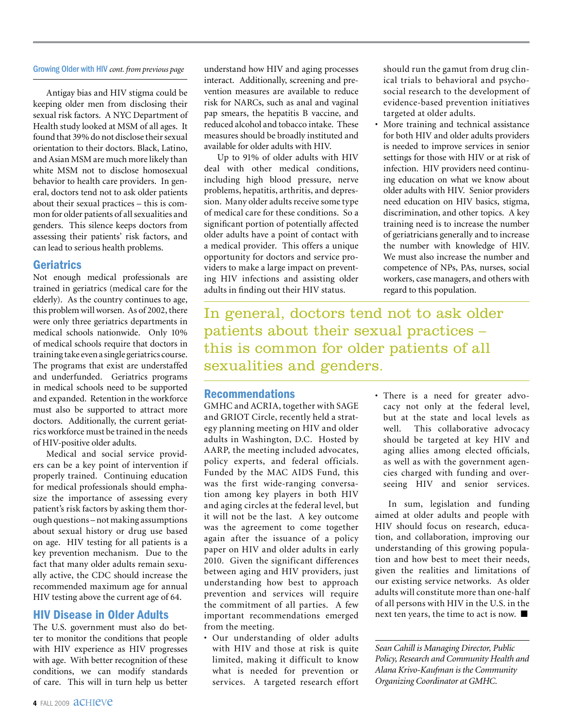Growing Older with HIV *cont. from previous page*

Antigay bias and HIV stigma could be keeping older men from disclosing their sexual risk factors. A NYC Department of Health study looked at MSM of all ages. It found that 39% do not disclose their sexual orientation to their doctors. Black, Latino, and Asian MSM are much more likely than white MSM not to disclose homosexual behavior to health care providers. In general, doctors tend not to ask older patients about their sexual practices – this is common for older patients of all sexualities and genders. This silence keeps doctors from assessing their patients' risk factors, and can lead to serious health problems.

## Geriatrics

Not enough medical professionals are trained in geriatrics (medical care for the elderly). As the country continues to age, this problem will worsen. As of 2002, there were only three geriatrics departments in medical schools nationwide. Only 10% of medical schools require that doctors in training take even a single geriatrics course. The programs that exist are understaffed and underfunded. Geriatrics programs in medical schools need to be supported and expanded. Retention in the workforce must also be supported to attract more doctors. Additionally, the current geriatrics workforce must be trained in the needs of HIV-positive older adults.

Medical and social service providers can be a key point of intervention if properly trained. Continuing education for medical professionals should emphasize the importance of assessing every patient's risk factors by asking them thorough questions – not making assumptions about sexual history or drug use based on age. HIV testing for all patients is a key prevention mechanism. Due to the fact that many older adults remain sexually active, the CDC should increase the recommended maximum age for annual HIV testing above the current age of 64.

## HIV Disease in Older Adults

The U.S. government must also do better to monitor the conditions that people with HIV experience as HIV progresses with age. With better recognition of these conditions, we can modify standards of care. This will in turn help us better understand how HIV and aging processes interact. Additionally, screening and prevention measures are available to reduce risk for NARCs, such as anal and vaginal pap smears, the hepatitis B vaccine, and reduced alcohol and tobacco intake. These measures should be broadly instituted and available for older adults with HIV.

Up to 91% of older adults with HIV deal with other medical conditions, including high blood pressure, nerve problems, hepatitis, arthritis, and depression. Many older adults receive some type of medical care for these conditions. So a significant portion of potentially affected older adults have a point of contact with a medical provider. This offers a unique opportunity for doctors and service providers to make a large impact on preventing HIV infections and assisting older adults in finding out their HIV status.

> In general, doctors tend not to ask older patients about their sexual practices – this is common for older patients of all sexualities and genders.

## Recommendations

GMHC and ACRIA, together with SAGE and GRIOT Circle, recently held a strategy planning meeting on HIV and older adults in Washington, D.C. Hosted by AARP, the meeting included advocates, policy experts, and federal officials. Funded by the MAC AIDS Fund, this was the first wide-ranging conversation among key players in both HIV and aging circles at the federal level, but it will not be the last. A key outcome was the agreement to come together again after the issuance of a policy paper on HIV and older adults in early 2010. Given the significant differences between aging and HIV providers, just understanding how best to approach prevention and services will require the commitment of all parties. A few important recommendations emerged from the meeting.

- Our understanding of older adults with HIV and those at risk is quite limited, making it difficult to know what is needed for prevention or services. A targeted research effort should run the gamut from drug clinical trials to behavioral and psychosocial research to the development of evidence-based prevention initiatives targeted at older adults.
- More training and technical assistance for both HIV and older adults providers is needed to improve services in senior settings for those with HIV or at risk of infection. HIV providers need continuing education on what we know about older adults with HIV. Senior providers need education on HIV basics, stigma, discrimination, and other topics. A key training need is to increase the number of geriatricians generally and to increase the number with knowledge of HIV. We must also increase the number and competence of NPs, PAs, nurses, social workers, case managers, and others with regard to this population.
- There is a need for greater advocacy not only at the federal level, but at the state and local levels as well. This collaborative advocacy should be targeted at key HIV and aging allies among elected officials, as well as with the government agencies charged with funding and overseeing HIV and senior services.

In sum, legislation and funding aimed at older adults and people with HIV should focus on research, education, and collaboration, improving our understanding of this growing population and how best to meet their needs, given the realities and limitations of our existing service networks. As older adults will constitute more than one-half of all persons with HIV in the U.S. in the next ten years, the time to act is now. ■

*Sean Cahill is Managing Director, Public Policy, Research and Community Health and Alana Krivo-Kaufman is the Community Organizing Coordinator at GMHC.*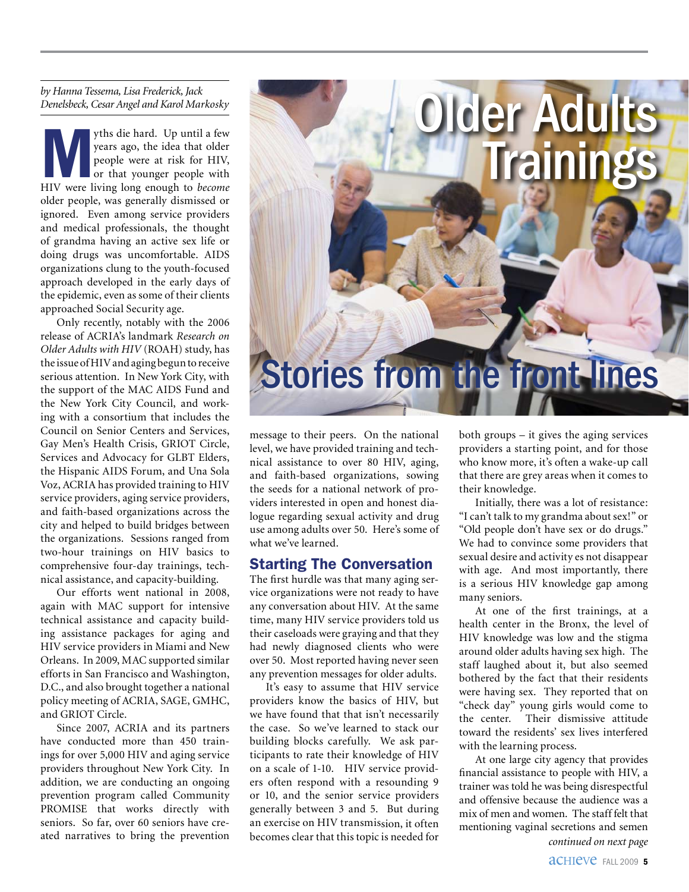# Older Adults Trainings

## Stories from the front lines

*by Hanna Tessema, Lisa Frederick, Jack Denelsbeck, Cesar Angel and Karol Markosky*

Myths die hard. Up until a few years ago, the idea that older people were at risk for HIV, or that younger people with HIV were living long enough to *become* older people, was generally dismissed or ignored. Even among service providers and medical professionals, the thought of grandma having an active sex life or doing drugs was uncomfortable. AIDS organizations clung to the youth-focused approach developed in the early days of the epidemic, even as some of their clients approached Social Security age.

Only recently, notably with the 2006 release of ACRIA's landmark *Research on Older Adults with HIV* (ROAH) study, has the issue of HIV and aging begun to receive serious attention. In New York City, with the support of the MAC AIDS Fund and the New York City Council, and working with a consortium that includes the Council on Senior Centers and Services, Gay Men's Health Crisis, GRIOT Circle, Services and Advocacy for GLBT Elders, the Hispanic AIDS Forum, and Una Sola Voz, ACRIA has provided training to HIV service providers, aging service providers, and faith-based organizations across the city and helped to build bridges between the organizations. Sessions ranged from two-hour trainings on HIV basics to comprehensive four-day trainings, technical assistance, and capacity-building.

Our efforts went national in 2008, again with MAC support for intensive technical assistance and capacity building assistance packages for aging and HIV service providers in Miami and New Orleans. In 2009, MAC supported similar efforts in San Francisco and Washington, D.C., and also brought together a national policy meeting of ACRIA, SAGE, GMHC, and GRIOT Circle.

Since 2007, ACRIA and its partners have conducted more than 450 trainings for over 5,000 HIV and aging service providers throughout New York City. In addition, we are conducting an ongoing prevention program called Community PROMISE that works directly with seniors. So far, over 60 seniors have created narratives to bring the prevention message to their peers. On the national level, we have provided training and technical assistance to over 80 HIV, aging, and faith-based organizations, sowing the seeds for a national network of providers interested in open and honest dialogue regarding sexual activity and drug use among adults over 50. Here's some of what we've learned.

### Starting The Conversation

The first hurdle was that many aging service organizations were not ready to have any conversation about HIV. At the same time, many HIV service providers told us their caseloads were graying and that they had newly diagnosed clients who were over 50. Most reported having never seen any prevention messages for older adults.

It's easy to assume that HIV service providers know the basics of HIV, but we have found that that isn't necessarily the case. So we've learned to stack our building blocks carefully. We ask participants to rate their knowledge of HIV on a scale of 1-10. HIV service providers often respond with a resounding 9 or 10, and the senior service providers generally between 3 and 5. But during an exercise on HIV transmission, it often becomes clear that this topic is needed for both groups – it gives the aging services providers a starting point, and for those who know more, it's often a wake-up call that there are grey areas when it comes to their knowledge.

Initially, there was a lot of resistance: "I can't talk to my grandma about sex!" or "Old people don't have sex or do drugs." We had to convince some providers that sexual desire and activity es not disappear with age. And most importantly, there is a serious HIV knowledge gap among many seniors.

At one of the first trainings, at a health center in the Bronx, the level of HIV knowledge was low and the stigma around older adults having sex high. The staff laughed about it, but also seemed bothered by the fact that their residents were having sex. They reported that on "check day" young girls would come to the center. Their dismissive attitude toward the residents' sex lives interfered with the learning process.

At one large city agency that provides financial assistance to people with HIV, a trainer was told he was being disrespectful and offensive because the audience was a mix of men and women. The staff felt that mentioning vaginal secretions and semen

*continued on next page*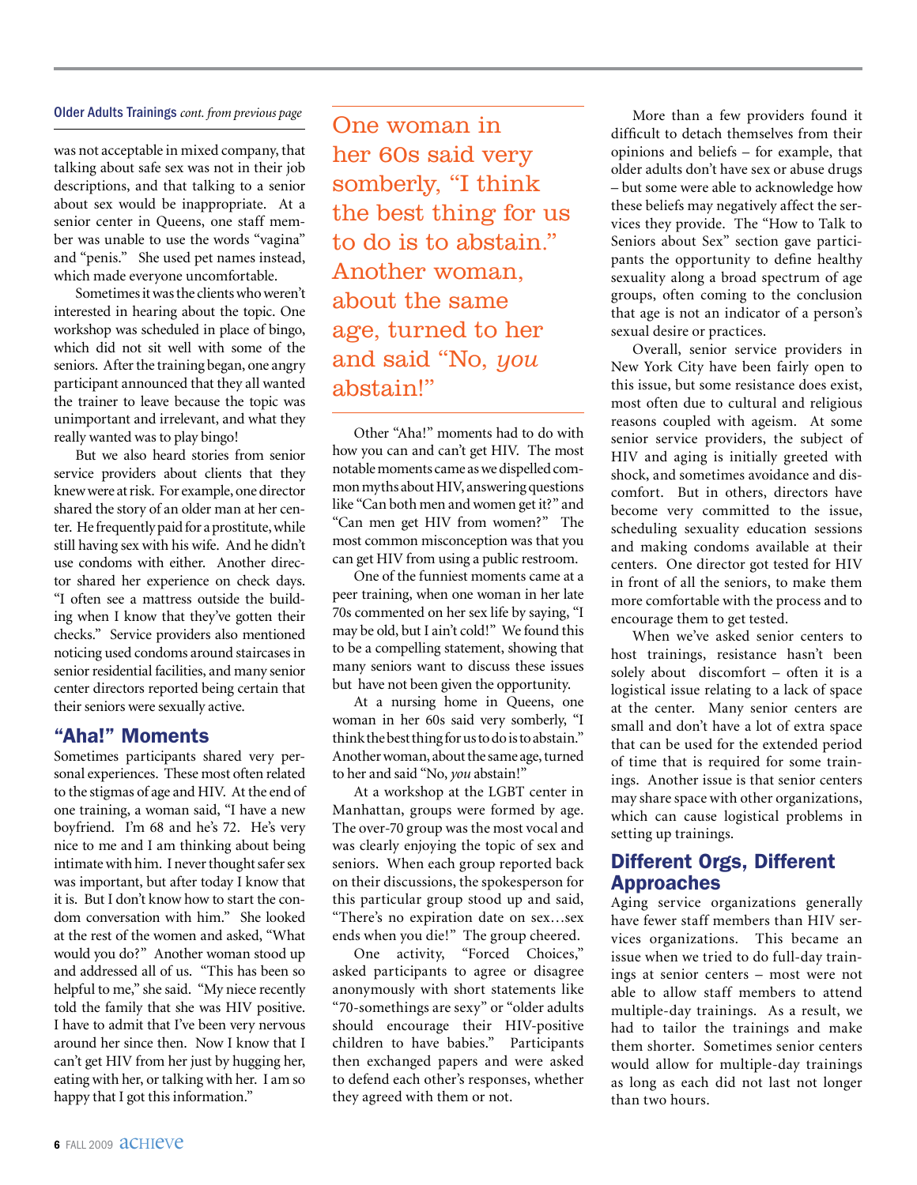**Older Adults Trainings** *cont. from previous page*

was not acceptable in mixed company, that talking about safe sex was not in their job descriptions, and that talking to a senior about sex would be inappropriate. At a senior center in Queens, one staff member was unable to use the words "vagina" and "penis." She used pet names instead, which made everyone uncomfortable.

Sometimes it was the clients who weren't interested in hearing about the topic. One workshop was scheduled in place of bingo, which did not sit well with some of the seniors. After the training began, one angry participant announced that they all wanted the trainer to leave because the topic was unimportant and irrelevant, and what they really wanted was to play bingo!

But we also heard stories from senior service providers about clients that they knew were at risk. For example, one director shared the story of an older man at her center. He frequently paid for a prostitute, while still having sex with his wife. And he didn't use condoms with either. Another director shared her experience on check days. "I often see a mattress outside the building when I know that they've gotten their checks." Service providers also mentioned noticing used condoms around staircases in senior residential facilities, and many senior center directors reported being certain that their seniors were sexually active.

## "Aha!" Moments

Sometimes participants shared very personal experiences. These most often related to the stigmas of age and HIV. At the end of one training, a woman said, "I have a new boyfriend. I'm 68 and he's 72. He's very nice to me and I am thinking about being intimate with him. I never thought safer sex was important, but after today I know that it is. But I don't know how to start the condom conversation with him." She looked at the rest of the women and asked, "What would you do?" Another woman stood up and addressed all of us. "This has been so helpful to me," she said. "My niece recently told the family that she was HIV positive. I have to admit that I've been very nervous around her since then. Now I know that I can't get HIV from her just by hugging her, eating with her, or talking with her. I am so happy that I got this information."

> One woman in her 60s said very somberly, "I think the best thing for us to do is to abstain." Another woman, about the same age, turned to her and said "No, *you* abstain!"

Other "Aha!" moments had to do with how you can and can't get HIV. The most notable moments came as we dispelled common myths about HIV, answering questions like "Can both men and women get it?" and "Can men get HIV from women?" The most common misconception was that you can get HIV from using a public restroom.

One of the funniest moments came at a peer training, when one woman in her late 70s commented on her sex life by saying, "I may be old, but I ain't cold!" We found this to be a compelling statement, showing that many seniors want to discuss these issues but have not been given the opportunity.

At a nursing home in Queens, one woman in her 60s said very somberly, "I think the best thing for us to do is to abstain." Another woman, about the same age, turned to her and said "No, *you* abstain!"

At a workshop at the LGBT center in Manhattan, groups were formed by age. The over-70 group was the most vocal and was clearly enjoying the topic of sex and seniors. When each group reported back on their discussions, the spokesperson for this particular group stood up and said, "There's no expiration date on sex…sex ends when you die!" The group cheered.

One activity, "Forced Choices," asked participants to agree or disagree anonymously with short statements like "70-somethings are sexy" or "older adults should encourage their HIV-positive children to have babies." Participants then exchanged papers and were asked to defend each other's responses, whether they agreed with them or not.

More than a few providers found it difficult to detach themselves from their opinions and beliefs – for example, that older adults don't have sex or abuse drugs – but some were able to acknowledge how these beliefs may negatively affect the services they provide. The "How to Talk to Seniors about Sex" section gave participants the opportunity to define healthy sexuality along a broad spectrum of age groups, often coming to the conclusion that age is not an indicator of a person's sexual desire or practices.

Overall, senior service providers in New York City have been fairly open to this issue, but some resistance does exist, most often due to cultural and religious reasons coupled with ageism. At some senior service providers, the subject of HIV and aging is initially greeted with shock, and sometimes avoidance and discomfort. But in others, directors have become very committed to the issue, scheduling sexuality education sessions and making condoms available at their centers. One director got tested for HIV in front of all the seniors, to make them more comfortable with the process and to encourage them to get tested.

When we've asked senior centers to host trainings, resistance hasn't been solely about discomfort – often it is a logistical issue relating to a lack of space at the center. Many senior centers are small and don't have a lot of extra space that can be used for the extended period of time that is required for some trainings. Another issue is that senior centers may share space with other organizations, which can cause logistical problems in setting up trainings.

## Different Orgs, Different Approaches

Aging service organizations generally have fewer staff members than HIV services organizations. This became an issue when we tried to do full-day trainings at senior centers – most were not able to allow staff members to attend multiple-day trainings. As a result, we had to tailor the trainings and make them shorter. Sometimes senior centers would allow for multiple-day trainings as long as each did not last not longer than two hours.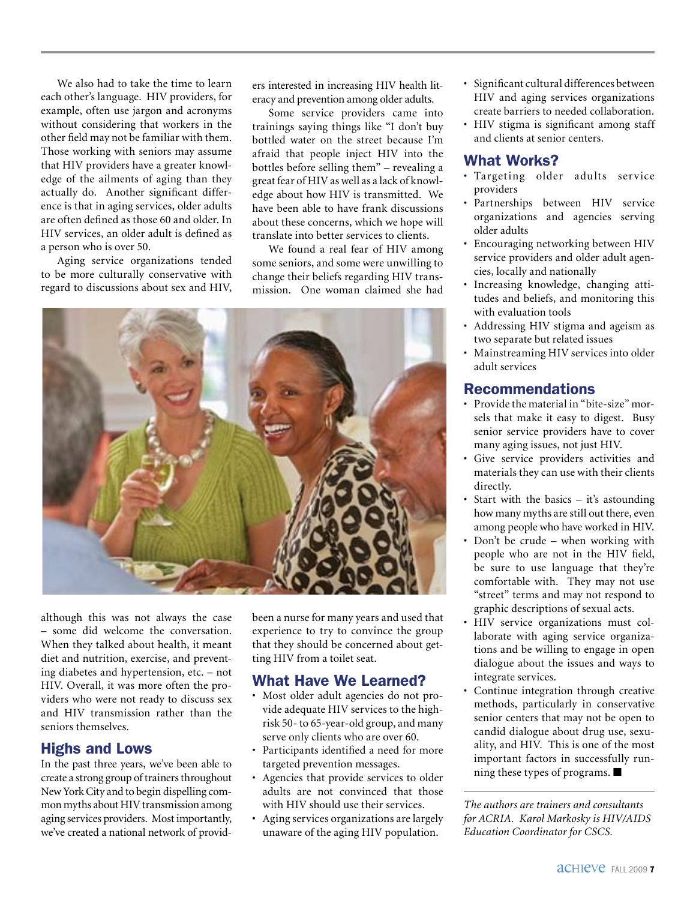We also had to take the time to learn each other's language. HIV providers, for example, often use jargon and acronyms without considering that workers in the other field may not be familiar with them. Those working with seniors may assume that HIV providers have a greater knowledge of the ailments of aging than they actually do. Another significant difference is that in aging services, older adults are often defined as those 60 and older. In HIV services, an older adult is defined as a person who is over 50.

Aging service organizations tended to be more culturally conservative with regard to discussions about sex and HIV, although this was not always the case – some did welcome the conversation. When they talked about health, it meant diet and nutrition, exercise, and preventing diabetes and hypertension, etc. – not HIV. Overall, it was more often the providers who were not ready to discuss sex and HIV transmission rather than the seniors themselves.

## Highs and Lows

In the past three years, we've been able to create a strong group of trainers throughout New York City and to begin dispelling common myths about HIV transmission among aging services providers. Most importantly, we've created a national network of providers interested in increasing HIV health literacy and prevention among older adults.

Some service providers came into trainings saying things like "I don't buy bottled water on the street because I'm afraid that people inject HIV into the bottles before selling them" – revealing a great fear of HIV as well as a lack of knowledge about how HIV is transmitted. We have been able to have frank discussions about these concerns, which we hope will translate into better services to clients.

We found a real fear of HIV among some seniors, and some were unwilling to change their beliefs regarding HIV transmission. One woman claimed she had been a nurse for many years and used that experience to try to convince the group that they should be concerned about getting HIV from a toilet seat.

## What Have We Learned?

- Most older adult agencies do not provide adequate HIV services to the high-risk 50- to 65-year-old group, and many serve only clients who are over 60.
- Participants identified a need for more targeted prevention messages.
- Agencies that provide services to older adults are not convinced that those with HIV should use their services.
- Aging services organizations are largely unaware of the aging HIV population.
- Significant cultural differences between HIV and aging services organizations create barriers to needed collaboration.
- HIV stigma is significant among staff and clients at senior centers.

## What Works?

- Targeting older adults service providers
- Partnerships between HIV service organizations and agencies serving older adults
- Encouraging networking between HIV service providers and older adult agencies, locally and nationally
- Increasing knowledge, changing attitudes and beliefs, and monitoring this with evaluation tools
- Addressing HIV stigma and ageism as two separate but related issues
- Mainstreaming HIV services into older adult services

## Recommendations

- Provide the material in "bite-size" morsels that make it easy to digest. Busy senior service providers have to cover many aging issues, not just HIV.
- Give service providers activities and materials they can use with their clients directly.
- Start with the basics – it's astounding how many myths are still out there, even among people who have worked in HIV.
- Don't be crude – when working with people who are not in the HIV field, be sure to use language that they're comfortable with. They may not use "street" terms and may not respond to graphic descriptions of sexual acts.
- HIV service organizations must collaborate with aging service organizations and be willing to engage in open dialogue about the issues and ways to integrate services.
- Continue integration through creative methods, particularly in conservative senior centers that may not be open to candid dialogue about drug use, sexuality, and HIV. This is one of the most important factors in successfully running these types of programs. ■

---

*The authors are trainers and consultants for ACRIA. Karol Markosky is HIV/AIDS Education Coordinator for CSCS.*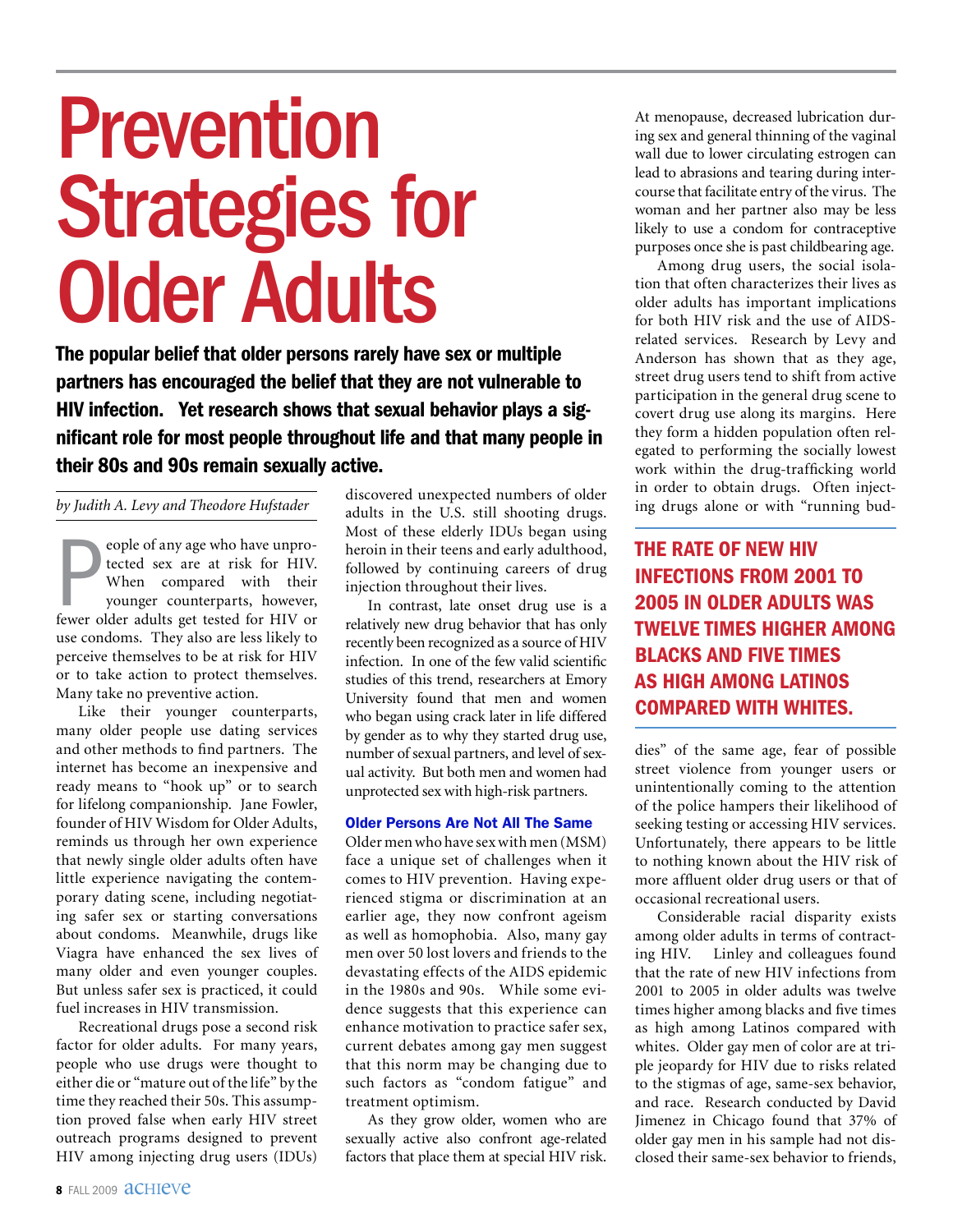# Prevention Strategies for Older Adults

**The popular belief that older persons rarely have sex or multiple partners has encouraged the belief that they are not vulnerable to HIV infection. Yet research shows that sexual behavior plays a significant role for most people throughout life and that many people in their 80s and 90s remain sexually active.**

*by Judith A. Levy and Theodore Hufstader*

People of any age who have unprotected sex are at risk for HIV. When compared with their younger counterparts, however, fewer older adults get tested for HIV or use condoms. They also are less likely to perceive themselves to be at risk for HIV or to take action to protect themselves. Many take no preventive action.

Like their younger counterparts, many older people use dating services and other methods to find partners. The internet has become an inexpensive and ready means to "hook up" or to search for lifelong companionship. Jane Fowler, founder of HIV Wisdom for Older Adults, reminds us through her own experience that newly single older adults often have little experience navigating the contemporary dating scene, including negotiating safer sex or starting conversations about condoms. Meanwhile, drugs like Viagra have enhanced the sex lives of many older and even younger couples. But unless safer sex is practiced, it could fuel increases in HIV transmission.

Recreational drugs pose a second risk factor for older adults. For many years, people who use drugs were thought to either die or "mature out of the life" by the time they reached their 50s. This assumption proved false when early HIV street outreach programs designed to prevent HIV among injecting drug users (IDUs) discovered unexpected numbers of older adults in the U.S. still shooting drugs. Most of these elderly IDUs began using heroin in their teens and early adulthood, followed by continuing careers of drug injection throughout their lives.

In contrast, late onset drug use is a relatively new drug behavior that has only recently been recognized as a source of HIV infection. In one of the few valid scientific studies of this trend, researchers at Emory University found that men and women who began using crack later in life differed by gender as to why they started drug use, number of sexual partners, and level of sexual activity. But both men and women had unprotected sex with high-risk partners.

### Older Persons Are Not All The Same

Older men who have sex with men (MSM) face a unique set of challenges when it comes to HIV prevention. Having experienced stigma or discrimination at an earlier age, they now confront ageism as well as homophobia. Also, many gay men over 50 lost lovers and friends to the devastating effects of the AIDS epidemic in the 1980s and 90s. While some evidence suggests that this experience can enhance motivation to practice safer sex, current debates among gay men suggest that this norm may be changing due to such factors as "condom fatigue" and treatment optimism.

As they grow older, women who are sexually active also confront age-related factors that place them at special HIV risk. At menopause, decreased lubrication during sex and general thinning of the vaginal wall due to lower circulating estrogen can lead to abrasions and tearing during intercourse that facilitate entry of the virus. The woman and her partner also may be less likely to use a condom for contraceptive purposes once she is past childbearing age.

Among drug users, the social isolation that often characterizes their lives as older adults has important implications for both HIV risk and the use of AIDS-related services. Research by Levy and Anderson has shown that as they age, street drug users tend to shift from active participation in the general drug scene to covert drug use along its margins. Here they form a hidden population often relegated to performing the socially lowest work within the drug-trafficking world in order to obtain drugs. Often injecting drugs alone or with "running buddies" of the same age, fear of possible street violence from younger users or unintentionally coming to the attention of the police hampers their likelihood of seeking testing or accessing HIV services. Unfortunately, there appears to be little to nothing known about the HIV risk of more affluent older drug users or that of occasional recreational users.

**THE RATE OF NEW HIV INFECTIONS FROM 2001 TO 2005 IN OLDER ADULTS WAS TWELVE TIMES HIGHER AMONG BLACKS AND FIVE TIMES AS HIGH AMONG LATINOS COMPARED WITH WHITES.**

Considerable racial disparity exists among older adults in terms of contracting HIV. Linley and colleagues found that the rate of new HIV infections from 2001 to 2005 in older adults was twelve times higher among blacks and five times as high among Latinos compared with whites. Older gay men of color are at triple jeopardy for HIV due to risks related to the stigmas of age, same-sex behavior, and race. Research conducted by David Jimenez in Chicago found that 37% of older gay men in his sample had not disclosed their same-sex behavior to friends,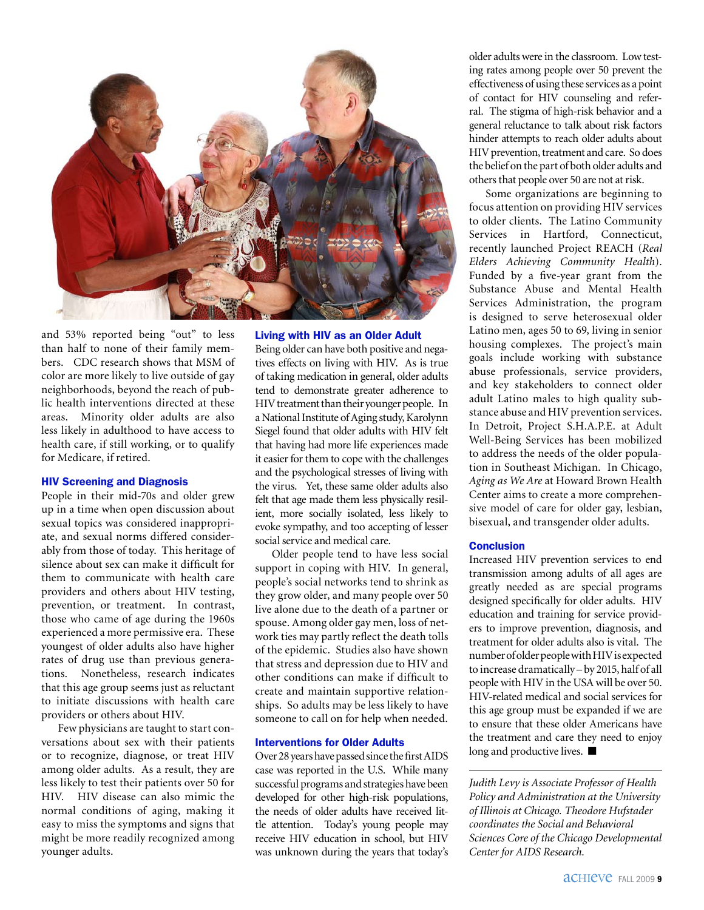and 53% reported being "out" to less than half to none of their family members. CDC research shows that MSM of color are more likely to live outside of gay neighborhoods, beyond the reach of public health interventions directed at these areas. Minority older adults are also less likely in adulthood to have access to health care, if still working, or to qualify for Medicare, if retired.

## HIV Screening and Diagnosis

People in their mid-70s and older grew up in a time when open discussion about sexual topics was considered inappropriate, and sexual norms differed considerably from those of today. This heritage of silence about sex can make it difficult for them to communicate with health care providers and others about HIV testing, prevention, or treatment. In contrast, those who came of age during the 1960s experienced a more permissive era. These youngest of older adults also have higher rates of drug use than previous generations. Nonetheless, research indicates that this age group seems just as reluctant to initiate discussions with health care providers or others about HIV.

Few physicians are taught to start conversations about sex with their patients or to recognize, diagnose, or treat HIV among older adults. As a result, they are less likely to test their patients over 50 for HIV. HIV disease can also mimic the normal conditions of aging, making it easy to miss the symptoms and signs that might be more readily recognized among younger adults.

## Living with HIV as an Older Adult

Being older can have both positive and negatives effects on living with HIV. As is true of taking medication in general, older adults tend to demonstrate greater adherence to HIV treatment than their younger people. In a National Institute of Aging study, Karolynn Siegel found that older adults with HIV felt that having had more life experiences made it easier for them to cope with the challenges and the psychological stresses of living with the virus. Yet, these same older adults also felt that age made them less physically resilient, more socially isolated, less likely to evoke sympathy, and too accepting of lesser social service and medical care.

Older people tend to have less social support in coping with HIV. In general, people's social networks tend to shrink as they grow older, and many people over 50 live alone due to the death of a partner or spouse. Among older gay men, loss of network ties may partly reflect the death tolls of the epidemic. Studies also have shown that stress and depression due to HIV and other conditions can make if difficult to create and maintain supportive relationships. So adults may be less likely to have someone to call on for help when needed.

## Interventions for Older Adults

Over 28 years have passed since the first AIDS case was reported in the U.S. While many successful programs and strategies have been developed for other high-risk populations, the needs of older adults have received little attention. Today's young people may receive HIV education in school, but HIV was unknown during the years that today's older adults were in the classroom. Low testing rates among people over 50 prevent the effectiveness of using these services as a point of contact for HIV counseling and referral. The stigma of high-risk behavior and a general reluctance to talk about risk factors hinder attempts to reach older adults about HIV prevention, treatment and care. So does the belief on the part of both older adults and others that people over 50 are not at risk.

Some organizations are beginning to focus attention on providing HIV services to older clients. The Latino Community Services in Hartford, Connecticut, recently launched Project REACH (*Real Elders Achieving Community Health*). Funded by a five-year grant from the Substance Abuse and Mental Health Services Administration, the program is designed to serve heterosexual older Latino men, ages 50 to 69, living in senior housing complexes. The project's main goals include working with substance abuse professionals, service providers, and key stakeholders to connect older adult Latino males to high quality substance abuse and HIV prevention services. In Detroit, Project S.H.A.P.E. at Adult Well-Being Services has been mobilized to address the needs of the older population in Southeast Michigan. In Chicago, *Aging as We Are* at Howard Brown Health Center aims to create a more comprehensive model of care for older gay, lesbian, bisexual, and transgender older adults.

## Conclusion

Increased HIV prevention services to end transmission among adults of all ages are greatly needed as are special programs designed specifically for older adults. HIV education and training for service providers to improve prevention, diagnosis, and treatment for older adults also is vital. The number of older people with HIV is expected to increase dramatically – by 2015, half of all people with HIV in the USA will be over 50. HIV-related medical and social services for this age group must be expanded if we are to ensure that these older Americans have the treatment and care they need to enjoy long and productive lives. ■

---

*Judith Levy is Associate Professor of Health Policy and Administration at the University of Illinois at Chicago. Theodore Hufstader coordinates the Social and Behavioral Sciences Core of the Chicago Developmental Center for AIDS Research.*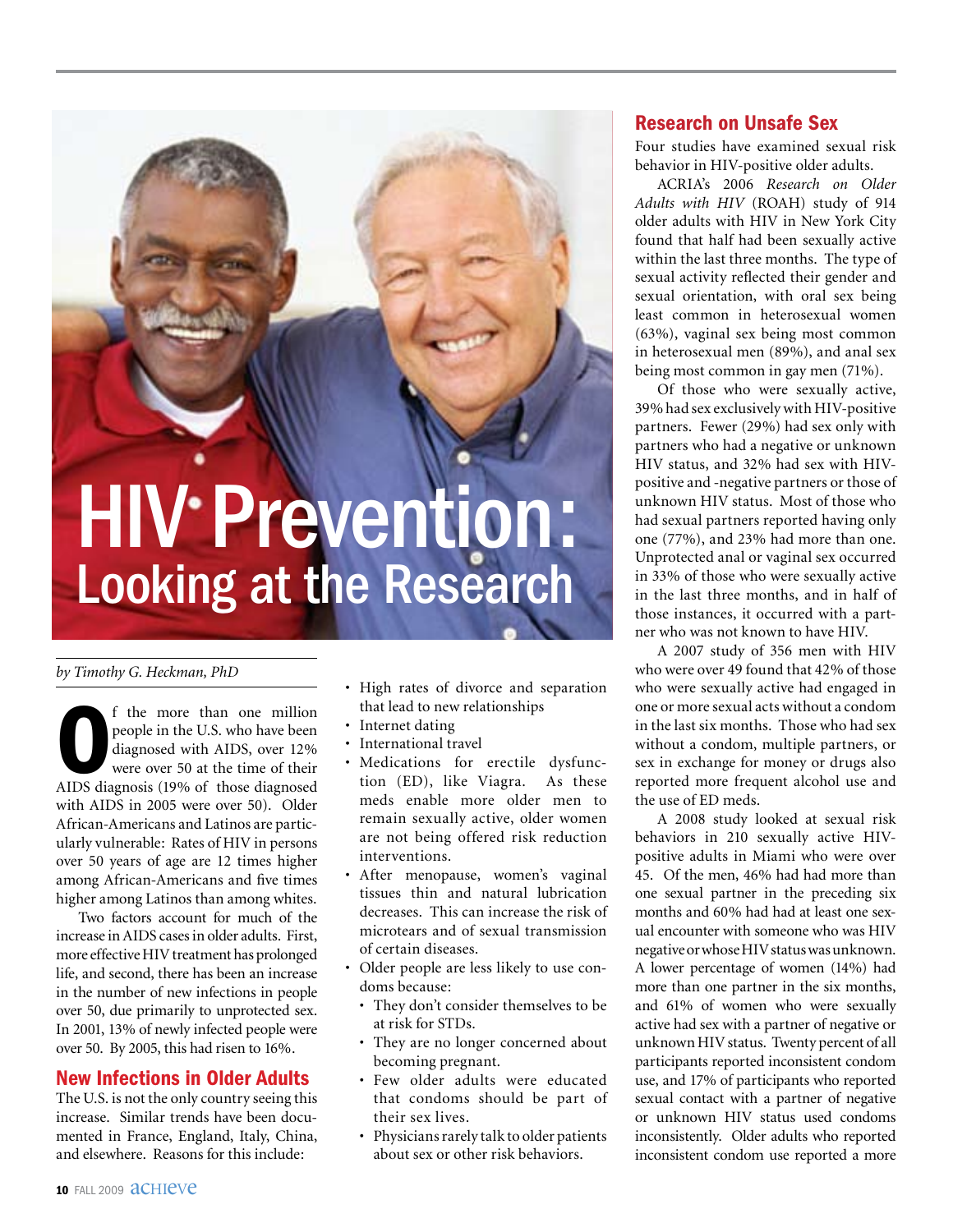# HIV Prevention: Looking at the Research

*by Timothy G. Heckman, PhD*

Of the more than one million people in the U.S. who have been diagnosed with AIDS, over 12% were over 50 at the time of their AIDS diagnosis (19% of those diagnosed with AIDS in 2005 were over 50). Older African-Americans and Latinos are particularly vulnerable: Rates of HIV in persons over 50 years of age are 12 times higher among African-Americans and five times higher among Latinos than among whites.

Two factors account for much of the increase in AIDS cases in older adults. First, more effective HIV treatment has prolonged life, and second, there has been an increase in the number of new infections in people over 50, due primarily to unprotected sex. In 2001, 13% of newly infected people were over 50. By 2005, this had risen to 16%.

## New Infections in Older Adults

The U.S. is not the only country seeing this increase. Similar trends have been documented in France, England, Italy, China, and elsewhere. Reasons for this include:

- High rates of divorce and separation that lead to new relationships
- Internet dating
- International travel
- Medications for erectile dysfunction (ED), like Viagra. As these meds enable more older men to remain sexually active, older women are not being offered risk reduction interventions.
- After menopause, women's vaginal tissues thin and natural lubrication decreases. This can increase the risk of microtears and of sexual transmission of certain diseases.
- Older people are less likely to use condoms because:
  - They don't consider themselves to be at risk for STDs.
  - They are no longer concerned about becoming pregnant.
  - Few older adults were educated that condoms should be part of their sex lives.
  - Physicians rarely talk to older patients about sex or other risk behaviors.

## Research on Unsafe Sex

Four studies have examined sexual risk behavior in HIV-positive older adults.

ACRIA's 2006 *Research on Older Adults with HIV* (ROAH) study of 914 older adults with HIV in New York City found that half had been sexually active within the last three months. The type of sexual activity reflected their gender and sexual orientation, with oral sex being least common in heterosexual women (63%), vaginal sex being most common in heterosexual men (89%), and anal sex being most common in gay men (71%).

Of those who were sexually active, 39% had sex exclusively with HIV-positive partners. Fewer (29%) had sex only with partners who had a negative or unknown HIV status, and 32% had sex with HIV-positive and -negative partners or those of unknown HIV status. Most of those who had sexual partners reported having only one (77%), and 23% had more than one. Unprotected anal or vaginal sex occurred in 33% of those who were sexually active in the last three months, and in half of those instances, it occurred with a partner who was not known to have HIV.

A 2007 study of 356 men with HIV who were over 49 found that 42% of those who were sexually active had engaged in one or more sexual acts without a condom in the last six months. Those who had sex without a condom, multiple partners, or sex in exchange for money or drugs also reported more frequent alcohol use and the use of ED meds.

A 2008 study looked at sexual risk behaviors in 210 sexually active HIV-positive adults in Miami who were over 45. Of the men, 46% had had more than one sexual partner in the preceding six months and 60% had had at least one sexual encounter with someone who was HIV negative or whose HIV status was unknown. A lower percentage of women (14%) had more than one partner in the six months, and 61% of women who were sexually active had sex with a partner of negative or unknown HIV status. Twenty percent of all participants reported inconsistent condom use, and 17% of participants who reported sexual contact with a partner of negative or unknown HIV status used condoms inconsistently. Older adults who reported inconsistent condom use reported a more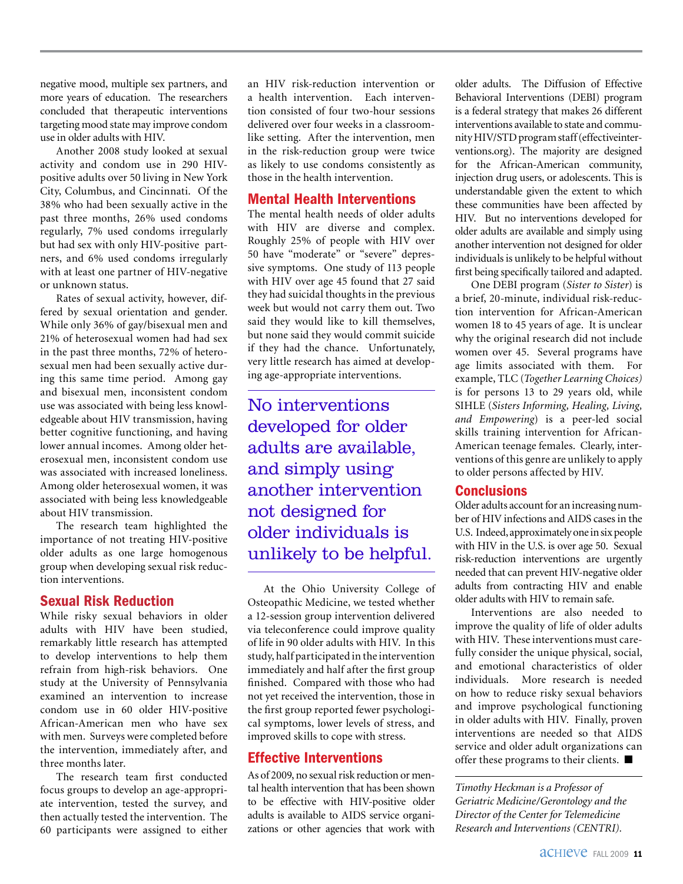negative mood, multiple sex partners, and more years of education. The researchers concluded that therapeutic interventions targeting mood state may improve condom use in older adults with HIV.

Another 2008 study looked at sexual activity and condom use in 290 HIV-positive adults over 50 living in New York City, Columbus, and Cincinnati. Of the 38% who had been sexually active in the past three months, 26% used condoms regularly, 7% used condoms irregularly but had sex with only HIV-positive partners, and 6% used condoms irregularly with at least one partner of HIV-negative or unknown status.

Rates of sexual activity, however, differed by sexual orientation and gender. While only 36% of gay/bisexual men and 21% of heterosexual women had had sex in the past three months, 72% of heterosexual men had been sexually active during this same time period. Among gay and bisexual men, inconsistent condom use was associated with being less knowledgeable about HIV transmission, having better cognitive functioning, and having lower annual incomes. Among older heterosexual men, inconsistent condom use was associated with increased loneliness. Among older heterosexual women, it was associated with being less knowledgeable about HIV transmission.

The research team highlighted the importance of not treating HIV-positive older adults as one large homogenous group when developing sexual risk reduction interventions.

## Sexual Risk Reduction

While risky sexual behaviors in older adults with HIV have been studied, remarkably little research has attempted to develop interventions to help them refrain from high-risk behaviors. One study at the University of Pennsylvania examined an intervention to increase condom use in 60 older HIV-positive African-American men who have sex with men. Surveys were completed before the intervention, immediately after, and three months later.

The research team first conducted focus groups to develop an age-appropriate intervention, tested the survey, and then actually tested the intervention. The 60 participants were assigned to either an HIV risk-reduction intervention or a health intervention. Each intervention consisted of four two-hour sessions delivered over four weeks in a classroom-like setting. After the intervention, men in the risk-reduction group were twice as likely to use condoms consistently as those in the health intervention.

## Mental Health Interventions

The mental health needs of older adults with HIV are diverse and complex. Roughly 25% of people with HIV over 50 have "moderate" or "severe" depressive symptoms. One study of 113 people with HIV over age 45 found that 27 said they had suicidal thoughts in the previous week but would not carry them out. Two said they would like to kill themselves, but none said they would commit suicide if they had the chance. Unfortunately, very little research has aimed at developing age-appropriate interventions.

> No interventions developed for older adults are available, and simply using another intervention not designed for older individuals is unlikely to be helpful.

At the Ohio University College of Osteopathic Medicine, we tested whether a 12-session group intervention delivered via teleconference could improve quality of life in 90 older adults with HIV. In this study, half participated in the intervention immediately and half after the first group finished. Compared with those who had not yet received the intervention, those in the first group reported fewer psychological symptoms, lower levels of stress, and improved skills to cope with stress.

## Effective Interventions

As of 2009, no sexual risk reduction or mental health intervention that has been shown to be effective with HIV-positive older adults is available to AIDS service organizations or other agencies that work with older adults. The Diffusion of Effective Behavioral Interventions (DEBI) program is a federal strategy that makes 26 different interventions available to state and community HIV/STD program staff (effectiveinterventions.org). The majority are designed for the African-American community, injection drug users, or adolescents. This is understandable given the extent to which these communities have been affected by HIV. But no interventions developed for older adults are available and simply using another intervention not designed for older individuals is unlikely to be helpful without first being specifically tailored and adapted.

One DEBI program (*Sister to Sister*) is a brief, 20-minute, individual risk-reduction intervention for African-American women 18 to 45 years of age. It is unclear why the original research did not include women over 45. Several programs have age limits associated with them. For example, TLC (*Together Learning Choices)* is for persons 13 to 29 years old, while SIHLE (*Sisters Informing, Healing, Living, and Empowering*) is a peer-led social skills training intervention for African-American teenage females. Clearly, interventions of this genre are unlikely to apply to older persons affected by HIV.

## Conclusions

Older adults account for an increasing number of HIV infections and AIDS cases in the U.S. Indeed, approximately one in six people with HIV in the U.S. is over age 50. Sexual risk-reduction interventions are urgently needed that can prevent HIV-negative older adults from contracting HIV and enable older adults with HIV to remain safe.

Interventions are also needed to improve the quality of life of older adults with HIV. These interventions must carefully consider the unique physical, social, and emotional characteristics of older individuals. More research is needed on how to reduce risky sexual behaviors and improve psychological functioning in older adults with HIV. Finally, proven interventions are needed so that AIDS service and older adult organizations can offer these programs to their clients. ■

*Timothy Heckman is a Professor of Geriatric Medicine/Gerontology and the Director of the Center for Telemedicine Research and Interventions (CENTRI).*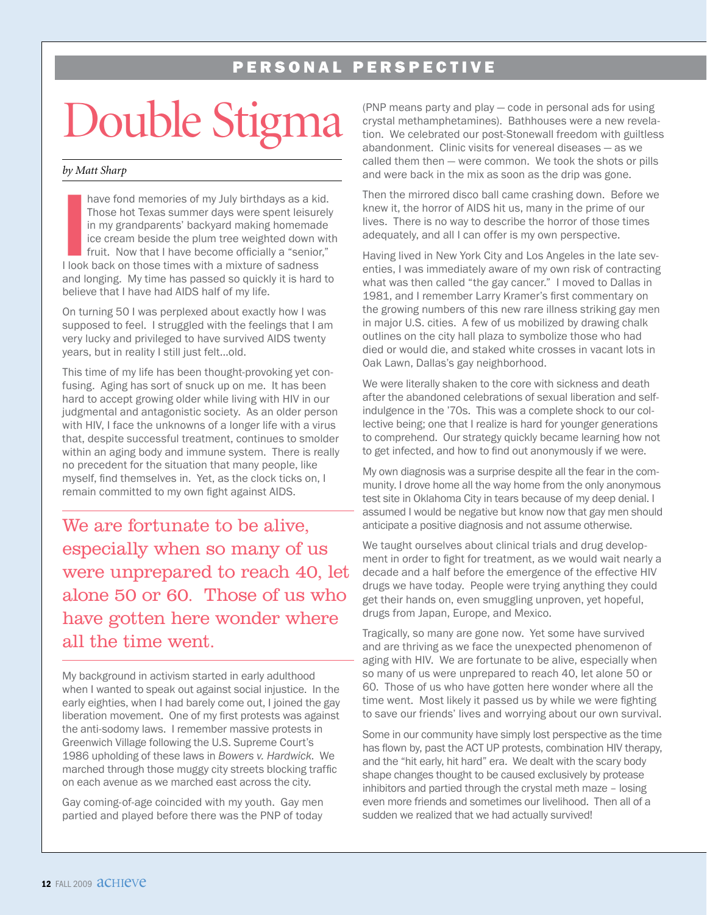PERSONAL PERSPECTIVE

# Double Stigma

*by Matt Sharp*

I have fond memories of my July birthdays as a kid. Those hot Texas summer days were spent leisurely in my grandparents' backyard making homemade ice cream beside the plum tree weighted down with fruit. Now that I have become officially a "senior," I look back on those times with a mixture of sadness and longing. My time has passed so quickly it is hard to believe that I have had AIDS half of my life.

On turning 50 I was perplexed about exactly how I was supposed to feel. I struggled with the feelings that I am very lucky and privileged to have survived AIDS twenty years, but in reality I still just felt...old.

This time of my life has been thought-provoking yet confusing. Aging has sort of snuck up on me. It has been hard to accept growing older while living with HIV in our judgmental and antagonistic society. As an older person with HIV, I face the unknowns of a longer life with a virus that, despite successful treatment, continues to smolder within an aging body and immune system. There is really no precedent for the situation that many people, like myself, find themselves in. Yet, as the clock ticks on, I remain committed to my own fight against AIDS.

> We are fortunate to be alive, especially when so many of us were unprepared to reach 40, let alone 50 or 60. Those of us who have gotten here wonder where all the time went.

My background in activism started in early adulthood when I wanted to speak out against social injustice. In the early eighties, when I had barely come out, I joined the gay liberation movement. One of my first protests was against the anti-sodomy laws. I remember massive protests in Greenwich Village following the U.S. Supreme Court's 1986 upholding of these laws in *Bowers v. Hardwick*. We marched through those muggy city streets blocking traffic on each avenue as we marched east across the city.

Gay coming-of-age coincided with my youth. Gay men partied and played before there was the PNP of today (PNP means party and play — code in personal ads for using crystal methamphetamines). Bathhouses were a new revelation. We celebrated our post-Stonewall freedom with guiltless abandonment. Clinic visits for venereal diseases — as we called them then — were common. We took the shots or pills and were back in the mix as soon as the drip was gone.

Then the mirrored disco ball came crashing down. Before we knew it, the horror of AIDS hit us, many in the prime of our lives. There is no way to describe the horror of those times adequately, and all I can offer is my own perspective.

Having lived in New York City and Los Angeles in the late seventies, I was immediately aware of my own risk of contracting what was then called "the gay cancer." I moved to Dallas in 1981, and I remember Larry Kramer's first commentary on the growing numbers of this new rare illness striking gay men in major U.S. cities. A few of us mobilized by drawing chalk outlines on the city hall plaza to symbolize those who had died or would die, and staked white crosses in vacant lots in Oak Lawn, Dallas's gay neighborhood.

We were literally shaken to the core with sickness and death after the abandoned celebrations of sexual liberation and self-indulgence in the '70s. This was a complete shock to our collective being; one that I realize is hard for younger generations to comprehend. Our strategy quickly became learning how not to get infected, and how to find out anonymously if we were.

My own diagnosis was a surprise despite all the fear in the community. I drove home all the way home from the only anonymous test site in Oklahoma City in tears because of my deep denial. I assumed I would be negative but know now that gay men should anticipate a positive diagnosis and not assume otherwise.

We taught ourselves about clinical trials and drug development in order to fight for treatment, as we would wait nearly a decade and a half before the emergence of the effective HIV drugs we have today. People were trying anything they could get their hands on, even smuggling unproven, yet hopeful, drugs from Japan, Europe, and Mexico.

Tragically, so many are gone now. Yet some have survived and are thriving as we face the unexpected phenomenon of aging with HIV. We are fortunate to be alive, especially when so many of us were unprepared to reach 40, let alone 50 or 60. Those of us who have gotten here wonder where all the time went. Most likely it passed us by while we were fighting to save our friends' lives and worrying about our own survival.

Some in our community have simply lost perspective as the time has flown by, past the ACT UP protests, combination HIV therapy, and the "hit early, hit hard" era. We dealt with the scary body shape changes thought to be caused exclusively by protease inhibitors and partied through the crystal meth maze – losing even more friends and sometimes our livelihood. Then all of a sudden we realized that we had actually survived!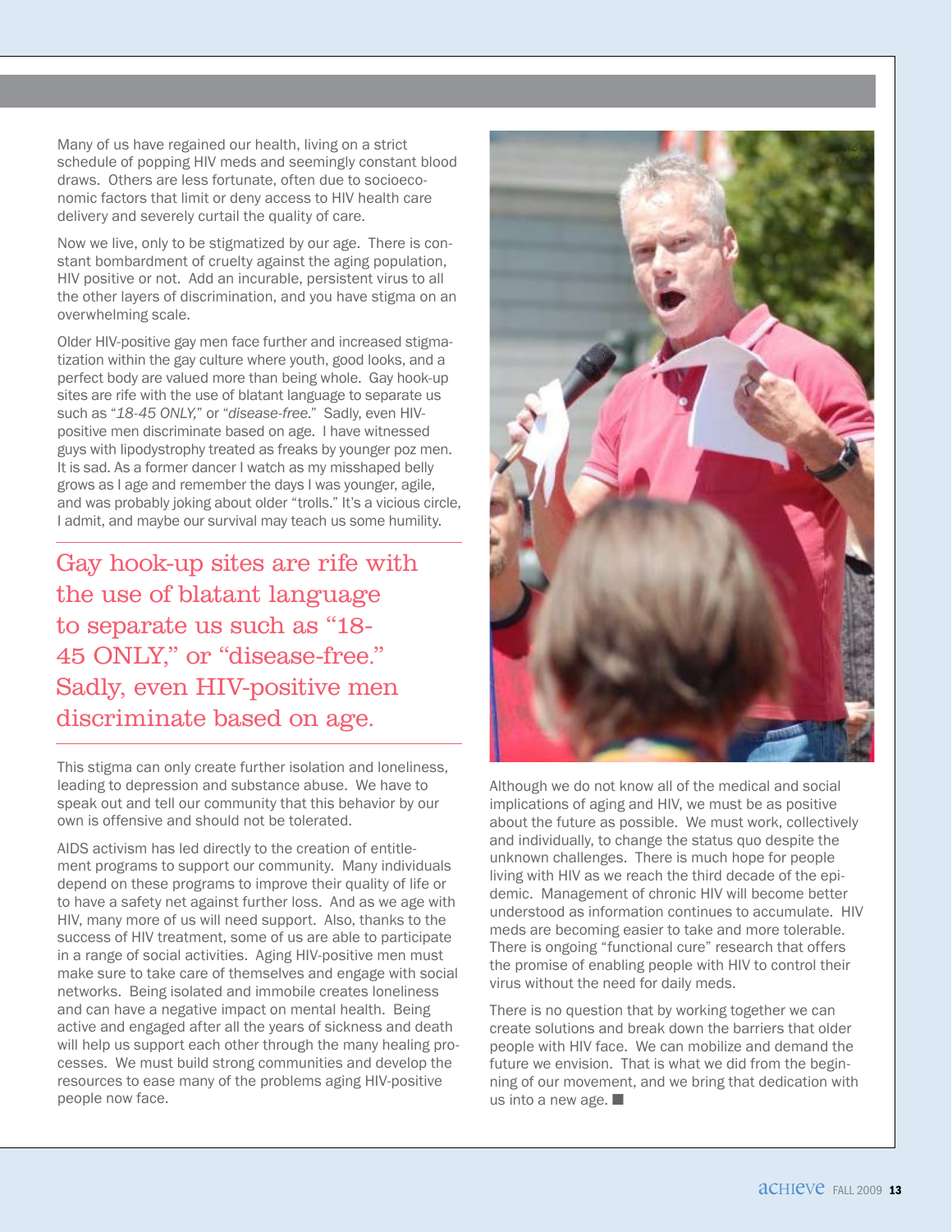Many of us have regained our health, living on a strict schedule of popping HIV meds and seemingly constant blood draws. Others are less fortunate, often due to socioeconomic factors that limit or deny access to HIV health care delivery and severely curtail the quality of care.

Now we live, only to be stigmatized by our age. There is constant bombardment of cruelty against the aging population, HIV positive or not. Add an incurable, persistent virus to all the other layers of discrimination, and you have stigma on an overwhelming scale.

Older HIV-positive gay men face further and increased stigmatization within the gay culture where youth, good looks, and a perfect body are valued more than being whole. Gay hook-up sites are rife with the use of blatant language to separate us such as "*18-45 ONLY,*" or "*disease-free.*" Sadly, even HIV-positive men discriminate based on age. I have witnessed guys with lipodystrophy treated as freaks by younger poz men. It is sad. As a former dancer I watch as my misshaped belly grows as I age and remember the days I was younger, agile, and was probably joking about older "trolls." It's a vicious circle, I admit, and maybe our survival may teach us some humility.

> Gay hook-up sites are rife with the use of blatant language to separate us such as "18-45 ONLY," or "disease-free." Sadly, even HIV-positive men discriminate based on age.

This stigma can only create further isolation and loneliness, leading to depression and substance abuse. We have to speak out and tell our community that this behavior by our own is offensive and should not be tolerated.

AIDS activism has led directly to the creation of entitlement programs to support our community. Many individuals depend on these programs to improve their quality of life or to have a safety net against further loss. And as we age with HIV, many more of us will need support. Also, thanks to the success of HIV treatment, some of us are able to participate in a range of social activities. Aging HIV-positive men must make sure to take care of themselves and engage with social networks. Being isolated and immobile creates loneliness and can have a negative impact on mental health. Being active and engaged after all the years of sickness and death will help us support each other through the many healing processes. We must build strong communities and develop the resources to ease many of the problems aging HIV-positive people now face.

Although we do not know all of the medical and social implications of aging and HIV, we must be as positive about the future as possible. We must work, collectively and individually, to change the status quo despite the unknown challenges. There is much hope for people living with HIV as we reach the third decade of the epidemic. Management of chronic HIV will become better understood as information continues to accumulate. HIV meds are becoming easier to take and more tolerable. There is ongoing "functional cure" research that offers the promise of enabling people with HIV to control their virus without the need for daily meds.

There is no question that by working together we can create solutions and break down the barriers that older people with HIV face. We can mobilize and demand the future we envision. That is what we did from the beginning of our movement, and we bring that dedication with us into a new age. ■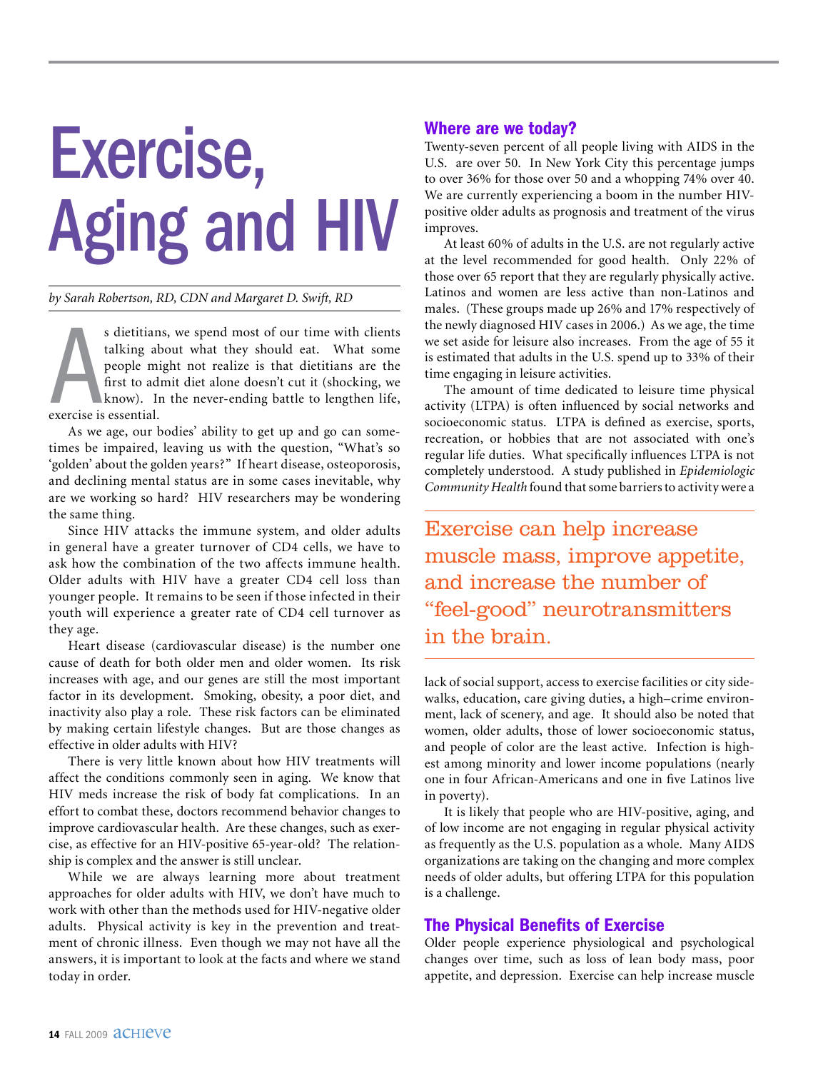# Exercise, Aging and HIV

*by Sarah Robertson, RD, CDN and Margaret D. Swift, RD*

As dietitians, we spend most of our time with clients talking about what they should eat. What some people might not realize is that dietitians are the first to admit diet alone doesn't cut it (shocking, we know). In the never-ending battle to lengthen life, exercise is essential.

As we age, our bodies' ability to get up and go can sometimes be impaired, leaving us with the question, "What's so 'golden' about the golden years?" If heart disease, osteoporosis, and declining mental status are in some cases inevitable, why are we working so hard? HIV researchers may be wondering the same thing.

Since HIV attacks the immune system, and older adults in general have a greater turnover of CD4 cells, we have to ask how the combination of the two affects immune health. Older adults with HIV have a greater CD4 cell loss than younger people. It remains to be seen if those infected in their youth will experience a greater rate of CD4 cell turnover as they age.

Heart disease (cardiovascular disease) is the number one cause of death for both older men and older women. Its risk increases with age, and our genes are still the most important factor in its development. Smoking, obesity, a poor diet, and inactivity also play a role. These risk factors can be eliminated by making certain lifestyle changes. But are those changes as effective in older adults with HIV?

There is very little known about how HIV treatments will affect the conditions commonly seen in aging. We know that HIV meds increase the risk of body fat complications. In an effort to combat these, doctors recommend behavior changes to improve cardiovascular health. Are these changes, such as exercise, as effective for an HIV-positive 65-year-old? The relationship is complex and the answer is still unclear.

While we are always learning more about treatment approaches for older adults with HIV, we don't have much to work with other than the methods used for HIV-negative older adults. Physical activity is key in the prevention and treatment of chronic illness. Even though we may not have all the answers, it is important to look at the facts and where we stand today in order.

## Where are we today?

Twenty-seven percent of all people living with AIDS in the U.S. are over 50. In New York City this percentage jumps to over 36% for those over 50 and a whopping 74% over 40. We are currently experiencing a boom in the number HIV-positive older adults as prognosis and treatment of the virus improves.

At least 60% of adults in the U.S. are not regularly active at the level recommended for good health. Only 22% of those over 65 report that they are regularly physically active. Latinos and women are less active than non-Latinos and males. (These groups made up 26% and 17% respectively of the newly diagnosed HIV cases in 2006.) As we age, the time we set aside for leisure also increases. From the age of 55 it is estimated that adults in the U.S. spend up to 33% of their time engaging in leisure activities.

The amount of time dedicated to leisure time physical activity (LTPA) is often influenced by social networks and socioeconomic status. LTPA is defined as exercise, sports, recreation, or hobbies that are not associated with one's regular life duties. What specifically influences LTPA is not completely understood. A study published in *Epidemiologic Community Health* found that some barriers to activity were a lack of social support, access to exercise facilities or city sidewalks, education, care giving duties, a high–crime environment, lack of scenery, and age. It should also be noted that women, older adults, those of lower socioeconomic status, and people of color are the least active. Infection is highest among minority and lower income populations (nearly one in four African-Americans and one in five Latinos live in poverty).

> Exercise can help increase muscle mass, improve appetite, and increase the number of "feel-good" neurotransmitters in the brain.

It is likely that people who are HIV-positive, aging, and of low income are not engaging in regular physical activity as frequently as the U.S. population as a whole. Many AIDS organizations are taking on the changing and more complex needs of older adults, but offering LTPA for this population is a challenge.

## The Physical Benefits of Exercise

Older people experience physiological and psychological changes over time, such as loss of lean body mass, poor appetite, and depression. Exercise can help increase muscle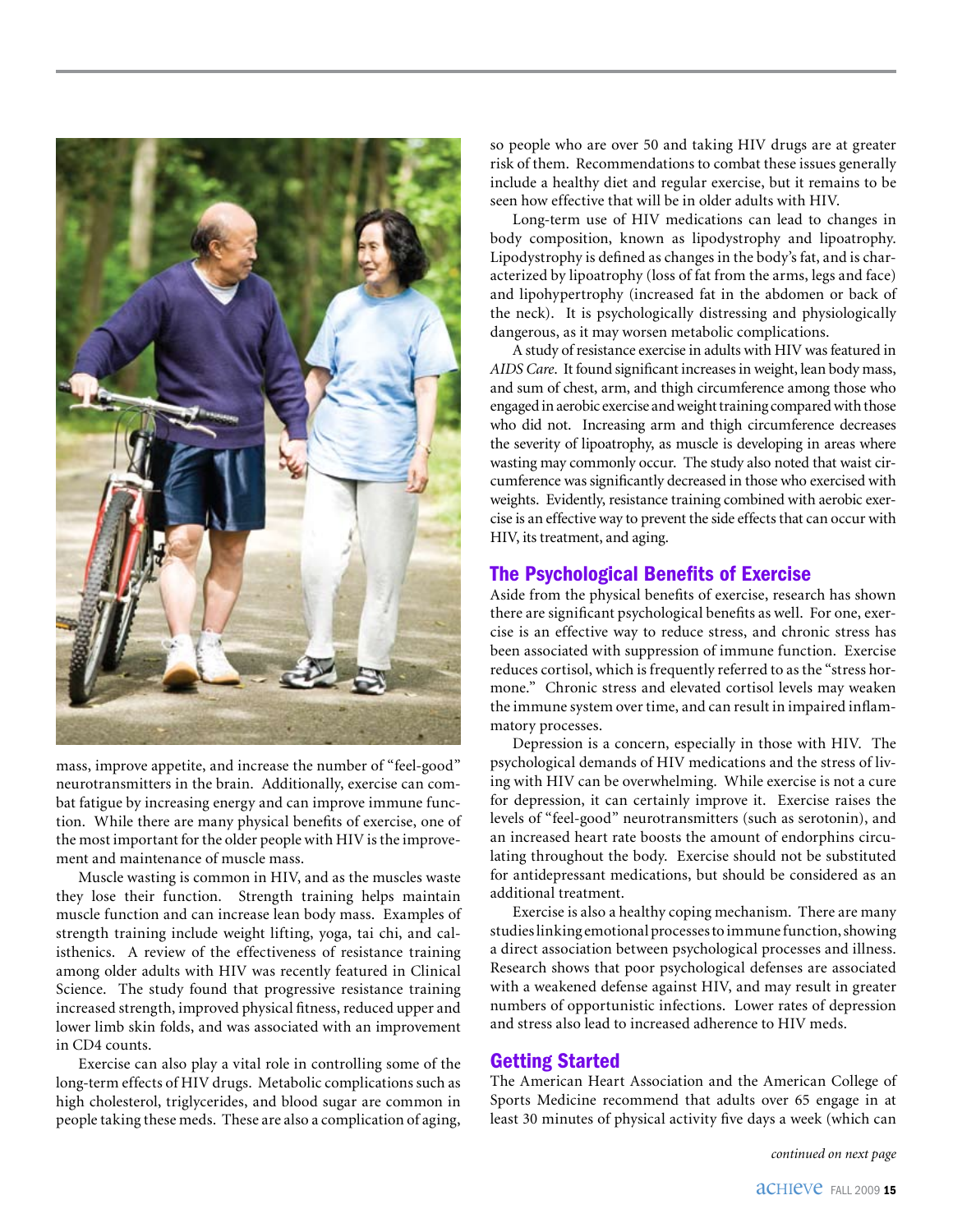mass, improve appetite, and increase the number of "feel-good" neurotransmitters in the brain. Additionally, exercise can combat fatigue by increasing energy and can improve immune function. While there are many physical benefits of exercise, one of the most important for the older people with HIV is the improvement and maintenance of muscle mass.

Muscle wasting is common in HIV, and as the muscles waste they lose their function. Strength training helps maintain muscle function and can increase lean body mass. Examples of strength training include weight lifting, yoga, tai chi, and calisthenics. A review of the effectiveness of resistance training among older adults with HIV was recently featured in Clinical Science. The study found that progressive resistance training increased strength, improved physical fitness, reduced upper and lower limb skin folds, and was associated with an improvement in CD4 counts.

Exercise can also play a vital role in controlling some of the long-term effects of HIV drugs. Metabolic complications such as high cholesterol, triglycerides, and blood sugar are common in people taking these meds. These are also a complication of aging, so people who are over 50 and taking HIV drugs are at greater risk of them. Recommendations to combat these issues generally include a healthy diet and regular exercise, but it remains to be seen how effective that will be in older adults with HIV.

Long-term use of HIV medications can lead to changes in body composition, known as lipodystrophy and lipoatrophy. Lipodystrophy is defined as changes in the body's fat, and is characterized by lipoatrophy (loss of fat from the arms, legs and face) and lipohypertrophy (increased fat in the abdomen or back of the neck). It is psychologically distressing and physiologically dangerous, as it may worsen metabolic complications.

A study of resistance exercise in adults with HIV was featured in *AIDS Care*. It found significant increases in weight, lean body mass, and sum of chest, arm, and thigh circumference among those who engaged in aerobic exercise and weight training compared with those who did not. Increasing arm and thigh circumference decreases the severity of lipoatrophy, as muscle is developing in areas where wasting may commonly occur. The study also noted that waist circumference was significantly decreased in those who exercised with weights. Evidently, resistance training combined with aerobic exercise is an effective way to prevent the side effects that can occur with HIV, its treatment, and aging.

## The Psychological Benefits of Exercise

Aside from the physical benefits of exercise, research has shown there are significant psychological benefits as well. For one, exercise is an effective way to reduce stress, and chronic stress has been associated with suppression of immune function. Exercise reduces cortisol, which is frequently referred to as the "stress hormone." Chronic stress and elevated cortisol levels may weaken the immune system over time, and can result in impaired inflammatory processes.

Depression is a concern, especially in those with HIV. The psychological demands of HIV medications and the stress of living with HIV can be overwhelming. While exercise is not a cure for depression, it can certainly improve it. Exercise raises the levels of "feel-good" neurotransmitters (such as serotonin), and an increased heart rate boosts the amount of endorphins circulating throughout the body. Exercise should not be substituted for antidepressant medications, but should be considered as an additional treatment.

Exercise is also a healthy coping mechanism. There are many studies linking emotional processes to immune function, showing a direct association between psychological processes and illness. Research shows that poor psychological defenses are associated with a weakened defense against HIV, and may result in greater numbers of opportunistic infections. Lower rates of depression and stress also lead to increased adherence to HIV meds.

## Getting Started

The American Heart Association and the American College of Sports Medicine recommend that adults over 65 engage in at least 30 minutes of physical activity five days a week (which can

*continued on next page*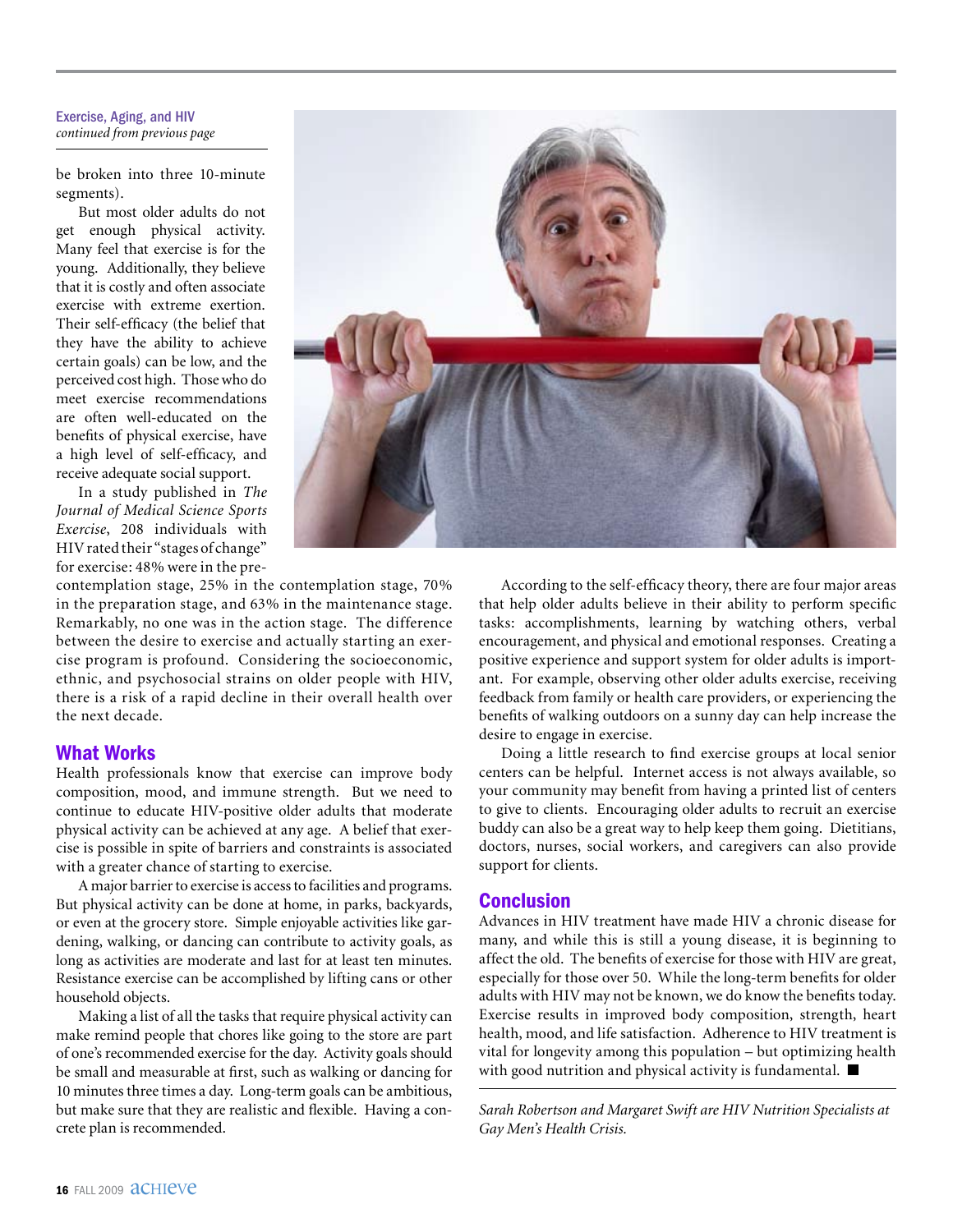Exercise, Aging, and HIV
*continued from previous page*

be broken into three 10-minute segments).

But most older adults do not get enough physical activity. Many feel that exercise is for the young. Additionally, they believe that it is costly and often associate exercise with extreme exertion. Their self-efficacy (the belief that they have the ability to achieve certain goals) can be low, and the perceived cost high. Those who do meet exercise recommendations are often well-educated on the benefits of physical exercise, have a high level of self-efficacy, and receive adequate social support.

In a study published in *The Journal of Medical Science Sports Exercise*, 208 individuals with HIV rated their "stages of change" for exercise: 48% were in the pre-contemplation stage, 25% in the contemplation stage, 70% in the preparation stage, and 63% in the maintenance stage. Remarkably, no one was in the action stage. The difference between the desire to exercise and actually starting an exercise program is profound. Considering the socioeconomic, ethnic, and psychosocial strains on older people with HIV, there is a risk of a rapid decline in their overall health over the next decade.

## What Works

Health professionals know that exercise can improve body composition, mood, and immune strength. But we need to continue to educate HIV-positive older adults that moderate physical activity can be achieved at any age. A belief that exercise is possible in spite of barriers and constraints is associated with a greater chance of starting to exercise.

A major barrier to exercise is access to facilities and programs. But physical activity can be done at home, in parks, backyards, or even at the grocery store. Simple enjoyable activities like gardening, walking, or dancing can contribute to activity goals, as long as activities are moderate and last for at least ten minutes. Resistance exercise can be accomplished by lifting cans or other household objects.

Making a list of all the tasks that require physical activity can make remind people that chores like going to the store are part of one's recommended exercise for the day. Activity goals should be small and measurable at first, such as walking or dancing for 10 minutes three times a day. Long-term goals can be ambitious, but make sure that they are realistic and flexible. Having a concrete plan is recommended.

According to the self-efficacy theory, there are four major areas that help older adults believe in their ability to perform specific tasks: accomplishments, learning by watching others, verbal encouragement, and physical and emotional responses. Creating a positive experience and support system for older adults is important. For example, observing other older adults exercise, receiving feedback from family or health care providers, or experiencing the benefits of walking outdoors on a sunny day can help increase the desire to engage in exercise.

Doing a little research to find exercise groups at local senior centers can be helpful. Internet access is not always available, so your community may benefit from having a printed list of centers to give to clients. Encouraging older adults to recruit an exercise buddy can also be a great way to help keep them going. Dietitians, doctors, nurses, social workers, and caregivers can also provide support for clients.

## Conclusion

Advances in HIV treatment have made HIV a chronic disease for many, and while this is still a young disease, it is beginning to affect the old. The benefits of exercise for those with HIV are great, especially for those over 50. While the long-term benefits for older adults with HIV may not be known, we do know the benefits today. Exercise results in improved body composition, strength, heart health, mood, and life satisfaction. Adherence to HIV treatment is vital for longevity among this population – but optimizing health with good nutrition and physical activity is fundamental. ■

*Sarah Robertson and Margaret Swift are HIV Nutrition Specialists at Gay Men's Health Crisis.*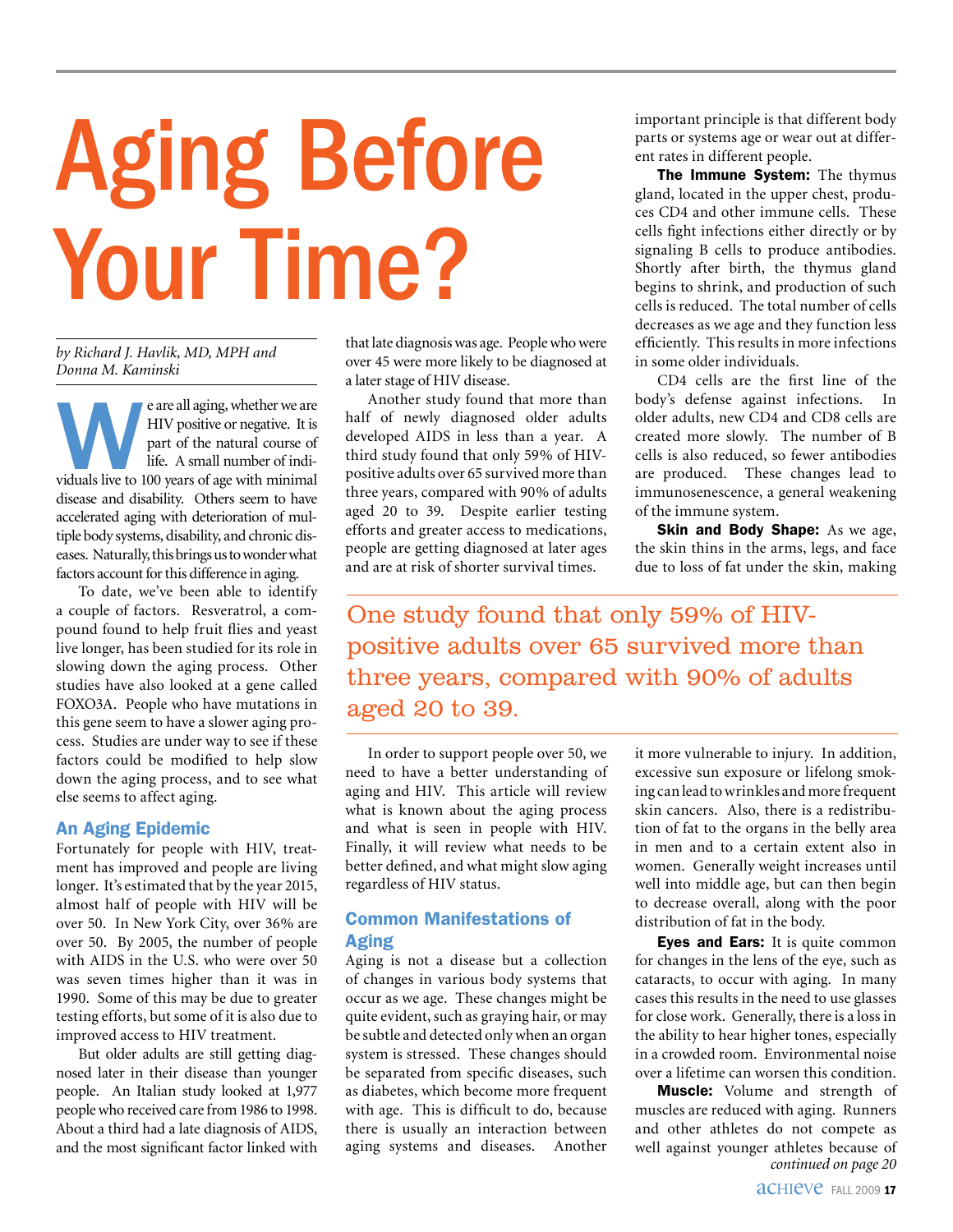# Aging Before Your Time?

*by Richard J. Havlik, MD, MPH and Donna M. Kaminski*

We are all aging, whether we are HIV positive or negative. It is part of the natural course of life. A small number of individuals live to 100 years of age with minimal disease and disability. Others seem to have accelerated aging with deterioration of multiple body systems, disability, and chronic diseases. Naturally, this brings us to wonder what factors account for this difference in aging.

To date, we've been able to identify a couple of factors. Resveratrol, a compound found to help fruit flies and yeast live longer, has been studied for its role in slowing down the aging process. Other studies have also looked at a gene called FOXO3A. People who have mutations in this gene seem to have a slower aging process. Studies are under way to see if these factors could be modified to help slow down the aging process, and to see what else seems to affect aging.

## An Aging Epidemic

Fortunately for people with HIV, treatment has improved and people are living longer. It's estimated that by the year 2015, almost half of people with HIV will be over 50. In New York City, over 36% are over 50. By 2005, the number of people with AIDS in the U.S. who were over 50 was seven times higher than it was in 1990. Some of this may be due to greater testing efforts, but some of it is also due to improved access to HIV treatment.

But older adults are still getting diagnosed later in their disease than younger people. An Italian study looked at 1,977 people who received care from 1986 to 1998. About a third had a late diagnosis of AIDS, and the most significant factor linked with that late diagnosis was age. People who were over 45 were more likely to be diagnosed at a later stage of HIV disease.

Another study found that more than half of newly diagnosed older adults developed AIDS in less than a year. A third study found that only 59% of HIV-positive adults over 65 survived more than three years, compared with 90% of adults aged 20 to 39. Despite earlier testing efforts and greater access to medications, people are getting diagnosed at later ages and are at risk of shorter survival times.

> One study found that only 59% of HIV-positive adults over 65 survived more than three years, compared with 90% of adults aged 20 to 39.

In order to support people over 50, we need to have a better understanding of aging and HIV. This article will review what is known about the aging process and what is seen in people with HIV. Finally, it will review what needs to be better defined, and what might slow aging regardless of HIV status.

## Common Manifestations of Aging

Aging is not a disease but a collection of changes in various body systems that occur as we age. These changes might be quite evident, such as graying hair, or may be subtle and detected only when an organ system is stressed. These changes should be separated from specific diseases, such as diabetes, which become more frequent with age. This is difficult to do, because there is usually an interaction between aging systems and diseases. Another important principle is that different body parts or systems age or wear out at different rates in different people.

**The Immune System:** The thymus gland, located in the upper chest, produces CD4 and other immune cells. These cells fight infections either directly or by signaling B cells to produce antibodies. Shortly after birth, the thymus gland begins to shrink, and production of such cells is reduced. The total number of cells decreases as we age and they function less efficiently. This results in more infections in some older individuals.

CD4 cells are the first line of the body's defense against infections. In older adults, new CD4 and CD8 cells are created more slowly. The number of B cells is also reduced, so fewer antibodies are produced. These changes lead to immunosenescence, a general weakening of the immune system.

**Skin and Body Shape:** As we age, the skin thins in the arms, legs, and face due to loss of fat under the skin, making it more vulnerable to injury. In addition, excessive sun exposure or lifelong smoking can lead to wrinkles and more frequent skin cancers. Also, there is a redistribution of fat to the organs in the belly area in men and to a certain extent also in women. Generally weight increases until well into middle age, but can then begin to decrease overall, along with the poor distribution of fat in the body.

**Eyes and Ears:** It is quite common for changes in the lens of the eye, such as cataracts, to occur with aging. In many cases this results in the need to use glasses for close work. Generally, there is a loss in the ability to hear higher tones, especially in a crowded room. Environmental noise over a lifetime can worsen this condition.

**Muscle:** Volume and strength of muscles are reduced with aging. Runners and other athletes do not compete as well against younger athletes because of

*continued on page 20*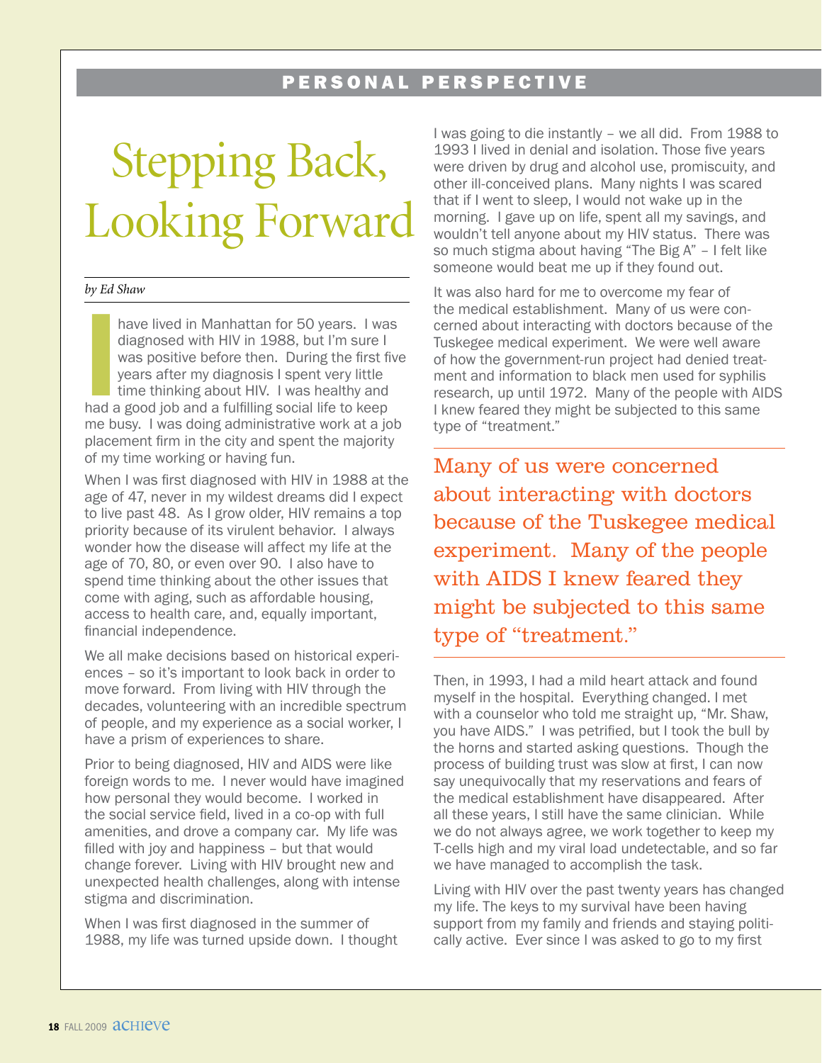PERSONAL PERSPECTIVE

# Stepping Back, Looking Forward

*by Ed Shaw*

I have lived in Manhattan for 50 years. I was diagnosed with HIV in 1988, but I'm sure I was positive before then. During the first five years after my diagnosis I spent very little time thinking about HIV. I was healthy and had a good job and a fulfilling social life to keep me busy. I was doing administrative work at a job placement firm in the city and spent the majority of my time working or having fun.

When I was first diagnosed with HIV in 1988 at the age of 47, never in my wildest dreams did I expect to live past 48. As I grow older, HIV remains a top priority because of its virulent behavior. I always wonder how the disease will affect my life at the age of 70, 80, or even over 90. I also have to spend time thinking about the other issues that come with aging, such as affordable housing, access to health care, and, equally important, financial independence.

We all make decisions based on historical experiences – so it's important to look back in order to move forward. From living with HIV through the decades, volunteering with an incredible spectrum of people, and my experience as a social worker, I have a prism of experiences to share.

Prior to being diagnosed, HIV and AIDS were like foreign words to me. I never would have imagined how personal they would become. I worked in the social service field, lived in a co-op with full amenities, and drove a company car. My life was filled with joy and happiness – but that would change forever. Living with HIV brought new and unexpected health challenges, along with intense stigma and discrimination.

When I was first diagnosed in the summer of 1988, my life was turned upside down. I thought I was going to die instantly – we all did. From 1988 to 1993 I lived in denial and isolation. Those five years were driven by drug and alcohol use, promiscuity, and other ill-conceived plans. Many nights I was scared that if I went to sleep, I would not wake up in the morning. I gave up on life, spent all my savings, and wouldn't tell anyone about my HIV status. There was so much stigma about having "The Big A" – I felt like someone would beat me up if they found out.

It was also hard for me to overcome my fear of the medical establishment. Many of us were concerned about interacting with doctors because of the Tuskegee medical experiment. We were well aware of how the government-run project had denied treatment and information to black men used for syphilis research, up until 1972. Many of the people with AIDS I knew feared they might be subjected to this same type of "treatment."

> Many of us were concerned about interacting with doctors because of the Tuskegee medical experiment. Many of the people with AIDS I knew feared they might be subjected to this same type of "treatment."

Then, in 1993, I had a mild heart attack and found myself in the hospital. Everything changed. I met with a counselor who told me straight up, "Mr. Shaw, you have AIDS." I was petrified, but I took the bull by the horns and started asking questions. Though the process of building trust was slow at first, I can now say unequivocally that my reservations and fears of the medical establishment have disappeared. After all these years, I still have the same clinician. While we do not always agree, we work together to keep my T-cells high and my viral load undetectable, and so far we have managed to accomplish the task.

Living with HIV over the past twenty years has changed my life. The keys to my survival have been having support from my family and friends and staying politically active. Ever since I was asked to go to my first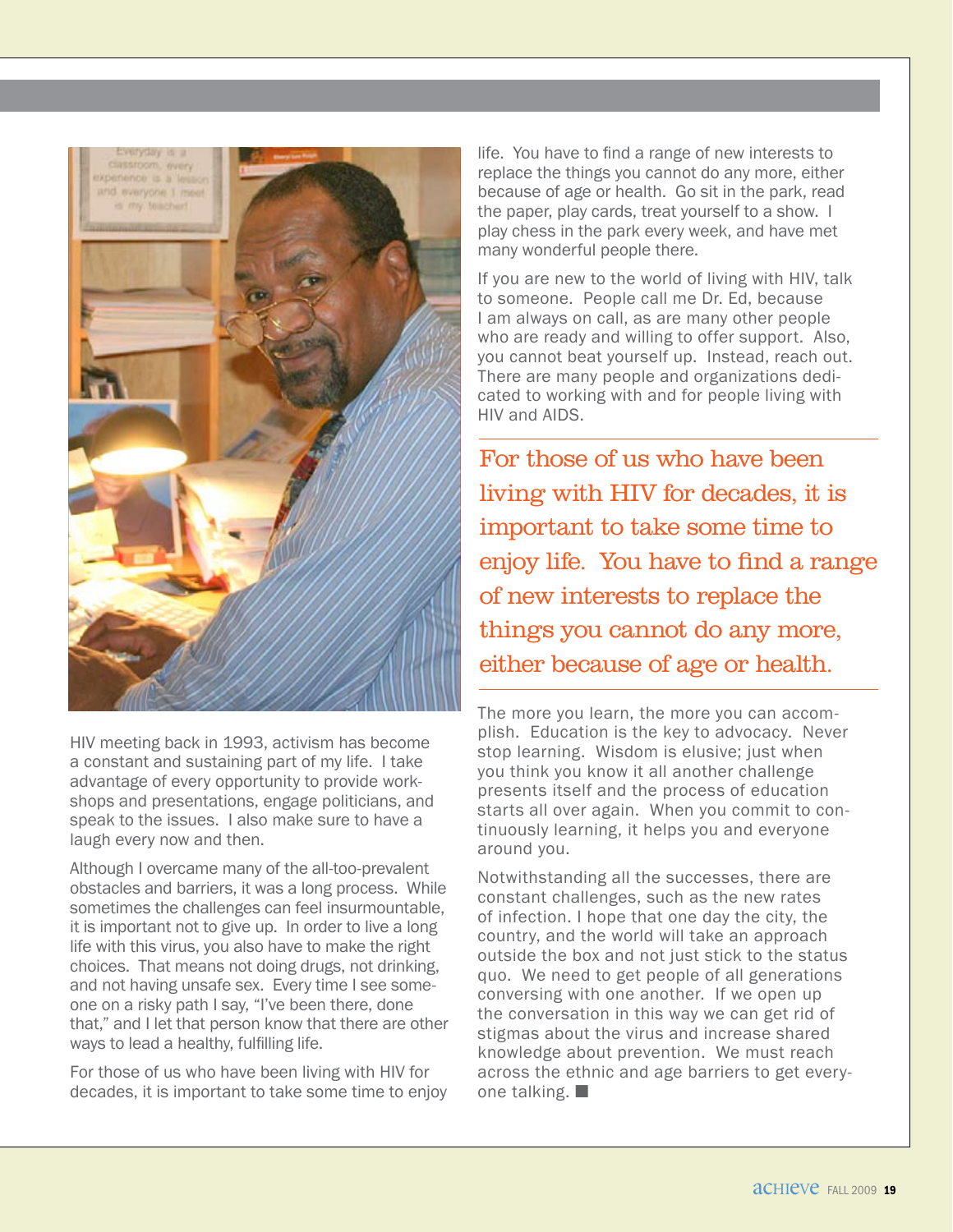HIV meeting back in 1993, activism has become a constant and sustaining part of my life. I take advantage of every opportunity to provide workshops and presentations, engage politicians, and speak to the issues. I also make sure to have a laugh every now and then.

Although I overcame many of the all-too-prevalent obstacles and barriers, it was a long process. While sometimes the challenges can feel insurmountable, it is important not to give up. In order to live a long life with this virus, you also have to make the right choices. That means not doing drugs, not drinking, and not having unsafe sex. Every time I see someone on a risky path I say, "I've been there, done that," and I let that person know that there are other ways to lead a healthy, fulfilling life.

For those of us who have been living with HIV for decades, it is important to take some time to enjoy life. You have to find a range of new interests to replace the things you cannot do any more, either because of age or health. Go sit in the park, read the paper, play cards, treat yourself to a show. I play chess in the park every week, and have met many wonderful people there.

If you are new to the world of living with HIV, talk to someone. People call me Dr. Ed, because I am always on call, as are many other people who are ready and willing to offer support. Also, you cannot beat yourself up. Instead, reach out. There are many people and organizations dedicated to working with and for people living with HIV and AIDS.

> For those of us who have been living with HIV for decades, it is important to take some time to enjoy life. You have to find a range of new interests to replace the things you cannot do any more, either because of age or health.

The more you learn, the more you can accomplish. Education is the key to advocacy. Never stop learning. Wisdom is elusive; just when you think you know it all another challenge presents itself and the process of education starts all over again. When you commit to continuously learning, it helps you and everyone around you.

Notwithstanding all the successes, there are constant challenges, such as the new rates of infection. I hope that one day the city, the country, and the world will take an approach outside the box and not just stick to the status quo. We need to get people of all generations conversing with one another. If we open up the conversation in this way we can get rid of stigmas about the virus and increase shared knowledge about prevention. We must reach across the ethnic and age barriers to get everyone talking. ■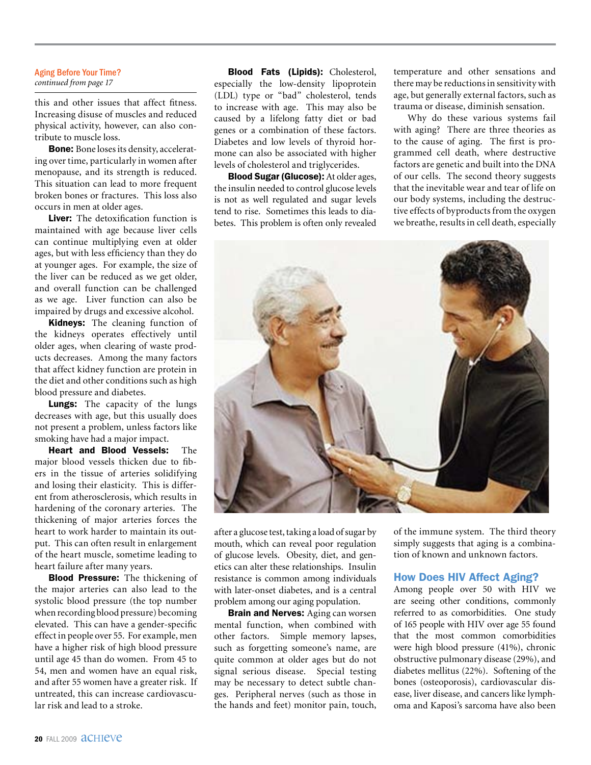Aging Before Your Time?
*continued from page 17*

this and other issues that affect fitness. Increasing disuse of muscles and reduced physical activity, however, can also contribute to muscle loss.

**Bone:** Bone loses its density, accelerating over time, particularly in women after menopause, and its strength is reduced. This situation can lead to more frequent broken bones or fractures. This loss also occurs in men at older ages.

**Liver:** The detoxification function is maintained with age because liver cells can continue multiplying even at older ages, but with less efficiency than they do at younger ages. For example, the size of the liver can be reduced as we get older, and overall function can be challenged as we age. Liver function can also be impaired by drugs and excessive alcohol.

**Kidneys:** The cleaning function of the kidneys operates effectively until older ages, when clearing of waste products decreases. Among the many factors that affect kidney function are protein in the diet and other conditions such as high blood pressure and diabetes.

**Lungs:** The capacity of the lungs decreases with age, but this usually does not present a problem, unless factors like smoking have had a major impact.

**Heart and Blood Vessels:** The major blood vessels thicken due to fibers in the tissue of arteries solidifying and losing their elasticity. This is different from atherosclerosis, which results in hardening of the coronary arteries. The thickening of major arteries forces the heart to work harder to maintain its output. This can often result in enlargement of the heart muscle, sometime leading to heart failure after many years.

**Blood Pressure:** The thickening of the major arteries can also lead to the systolic blood pressure (the top number when recording blood pressure) becoming elevated. This can have a gender-specific effect in people over 55. For example, men have a higher risk of high blood pressure until age 45 than do women. From 45 to 54, men and women have an equal risk, and after 55 women have a greater risk. If untreated, this can increase cardiovascular risk and lead to a stroke.

**Blood Fats (Lipids):** Cholesterol, especially the low-density lipoprotein (LDL) type or "bad" cholesterol, tends to increase with age. This may also be caused by a lifelong fatty diet or bad genes or a combination of these factors. Diabetes and low levels of thyroid hormone can also be associated with higher levels of cholesterol and triglycerides.

**Blood Sugar (Glucose):** At older ages, the insulin needed to control glucose levels is not as well regulated and sugar levels tend to rise. Sometimes this leads to diabetes. This problem is often only revealed after a glucose test, taking a load of sugar by mouth, which can reveal poor regulation of glucose levels. Obesity, diet, and genetics can alter these relationships. Insulin resistance is common among individuals with later-onset diabetes, and is a central problem among our aging population.

**Brain and Nerves:** Aging can worsen mental function, when combined with other factors. Simple memory lapses, such as forgetting someone's name, are quite common at older ages but do not signal serious disease. Special testing may be necessary to detect subtle changes. Peripheral nerves (such as those in the hands and feet) monitor pain, touch, temperature and other sensations and there may be reductions in sensitivity with age, but generally external factors, such as trauma or disease, diminish sensation.

Why do these various systems fail with aging? There are three theories as to the cause of aging. The first is programmed cell death, where destructive factors are genetic and built into the DNA of our cells. The second theory suggests that the inevitable wear and tear of life on our body systems, including the destructive effects of byproducts from the oxygen we breathe, results in cell death, especially of the immune system. The third theory simply suggests that aging is a combination of known and unknown factors.

## How Does HIV Affect Aging?

Among people over 50 with HIV we are seeing other conditions, commonly referred to as comorbidities. One study of 165 people with HIV over age 55 found that the most common comorbidities were high blood pressure (41%), chronic obstructive pulmonary disease (29%), and diabetes mellitus (22%). Softening of the bones (osteoporosis), cardiovascular disease, liver disease, and cancers like lymphoma and Kaposi's sarcoma have also been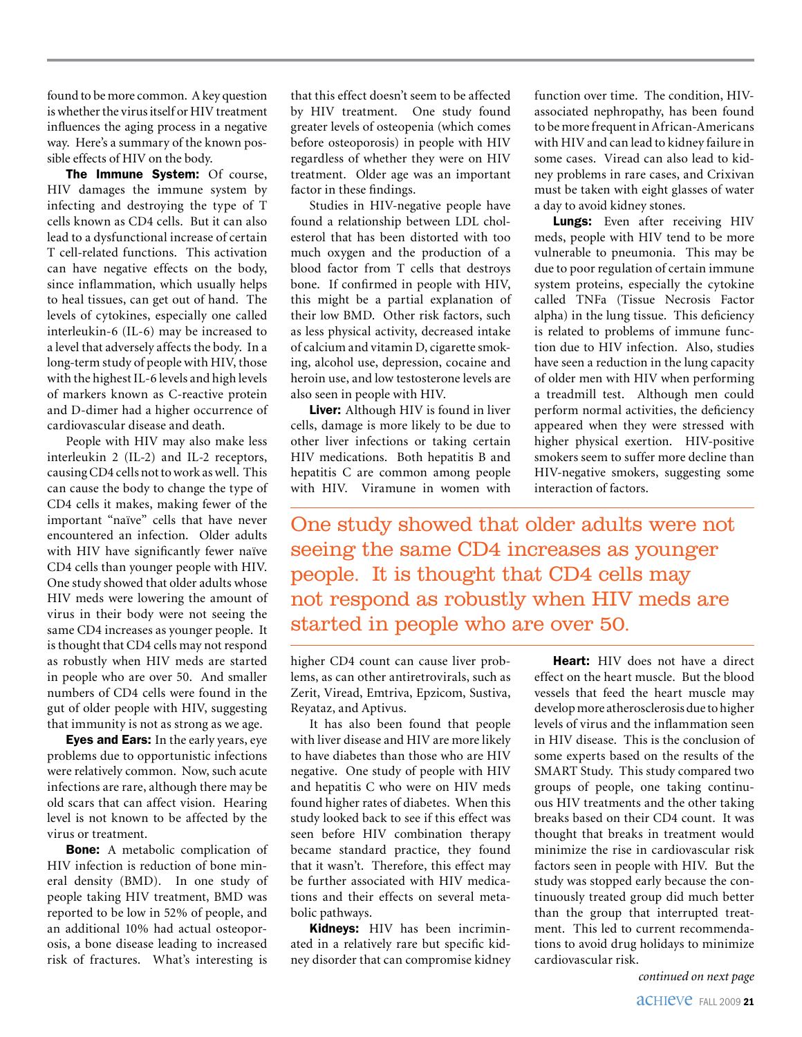found to be more common. A key question is whether the virus itself or HIV treatment influences the aging process in a negative way. Here's a summary of the known possible effects of HIV on the body.

**The Immune System:** Of course, HIV damages the immune system by infecting and destroying the type of T cells known as CD4 cells. But it can also lead to a dysfunctional increase of certain T cell-related functions. This activation can have negative effects on the body, since inflammation, which usually helps to heal tissues, can get out of hand. The levels of cytokines, especially one called interleukin-6 (IL-6) may be increased to a level that adversely affects the body. In a long-term study of people with HIV, those with the highest IL-6 levels and high levels of markers known as C-reactive protein and D-dimer had a higher occurrence of cardiovascular disease and death.

People with HIV may also make less interleukin 2 (IL-2) and IL-2 receptors, causing CD4 cells not to work as well. This can cause the body to change the type of CD4 cells it makes, making fewer of the important "naïve" cells that have never encountered an infection. Older adults with HIV have significantly fewer naïve CD4 cells than younger people with HIV. One study showed that older adults whose HIV meds were lowering the amount of virus in their body were not seeing the same CD4 increases as younger people. It is thought that CD4 cells may not respond as robustly when HIV meds are started in people who are over 50. And smaller numbers of CD4 cells were found in the gut of older people with HIV, suggesting that immunity is not as strong as we age.

**Eyes and Ears:** In the early years, eye problems due to opportunistic infections were relatively common. Now, such acute infections are rare, although there may be old scars that can affect vision. Hearing level is not known to be affected by the virus or treatment.

**Bone:** A metabolic complication of HIV infection is reduction of bone mineral density (BMD). In one study of people taking HIV treatment, BMD was reported to be low in 52% of people, and an additional 10% had actual osteoporosis, a bone disease leading to increased risk of fractures. What's interesting is that this effect doesn't seem to be affected by HIV treatment. One study found greater levels of osteopenia (which comes before osteoporosis) in people with HIV regardless of whether they were on HIV treatment. Older age was an important factor in these findings.

Studies in HIV-negative people have found a relationship between LDL cholesterol that has been distorted with too much oxygen and the production of a blood factor from T cells that destroys bone. If confirmed in people with HIV, this might be a partial explanation of their low BMD. Other risk factors, such as less physical activity, decreased intake of calcium and vitamin D, cigarette smoking, alcohol use, depression, cocaine and heroin use, and low testosterone levels are also seen in people with HIV.

**Liver:** Although HIV is found in liver cells, damage is more likely to be due to other liver infections or taking certain HIV medications. Both hepatitis B and hepatitis C are common among people with HIV. Viramune in women with higher CD4 count can cause liver problems, as can other antiretrovirals, such as Zerit, Viread, Emtriva, Epzicom, Sustiva, Reyataz, and Aptivus.

It has also been found that people with liver disease and HIV are more likely to have diabetes than those who are HIV negative. One study of people with HIV and hepatitis C who were on HIV meds found higher rates of diabetes. When this study looked back to see if this effect was seen before HIV combination therapy became standard practice, they found that it wasn't. Therefore, this effect may be further associated with HIV medications and their effects on several metabolic pathways.

**Kidneys:** HIV has been incriminated in a relatively rare but specific kidney disorder that can compromise kidney function over time. The condition, HIV-associated nephropathy, has been found to be more frequent in African-Americans with HIV and can lead to kidney failure in some cases. Viread can also lead to kidney problems in rare cases, and Crixivan must be taken with eight glasses of water a day to avoid kidney stones.

**Lungs:** Even after receiving HIV meds, people with HIV tend to be more vulnerable to pneumonia. This may be due to poor regulation of certain immune system proteins, especially the cytokine called TNFa (Tissue Necrosis Factor alpha) in the lung tissue. This deficiency is related to problems of immune function due to HIV infection. Also, studies have seen a reduction in the lung capacity of older men with HIV when performing a treadmill test. Although men could perform normal activities, the deficiency appeared when they were stressed with higher physical exertion. HIV-positive smokers seem to suffer more decline than HIV-negative smokers, suggesting some interaction of factors.

> One study showed that older adults were not seeing the same CD4 increases as younger people. It is thought that CD4 cells may not respond as robustly when HIV meds are started in people who are over 50.

**Heart:** HIV does not have a direct effect on the heart muscle. But the blood vessels that feed the heart muscle may develop more atherosclerosis due to higher levels of virus and the inflammation seen in HIV disease. This is the conclusion of some experts based on the results of the SMART Study. This study compared two groups of people, one taking continuous HIV treatments and the other taking breaks based on their CD4 count. It was thought that breaks in treatment would minimize the rise in cardiovascular risk factors seen in people with HIV. But the study was stopped early because the continuously treated group did much better than the group that interrupted treatment. This led to current recommendations to avoid drug holidays to minimize cardiovascular risk.

*continued on next page*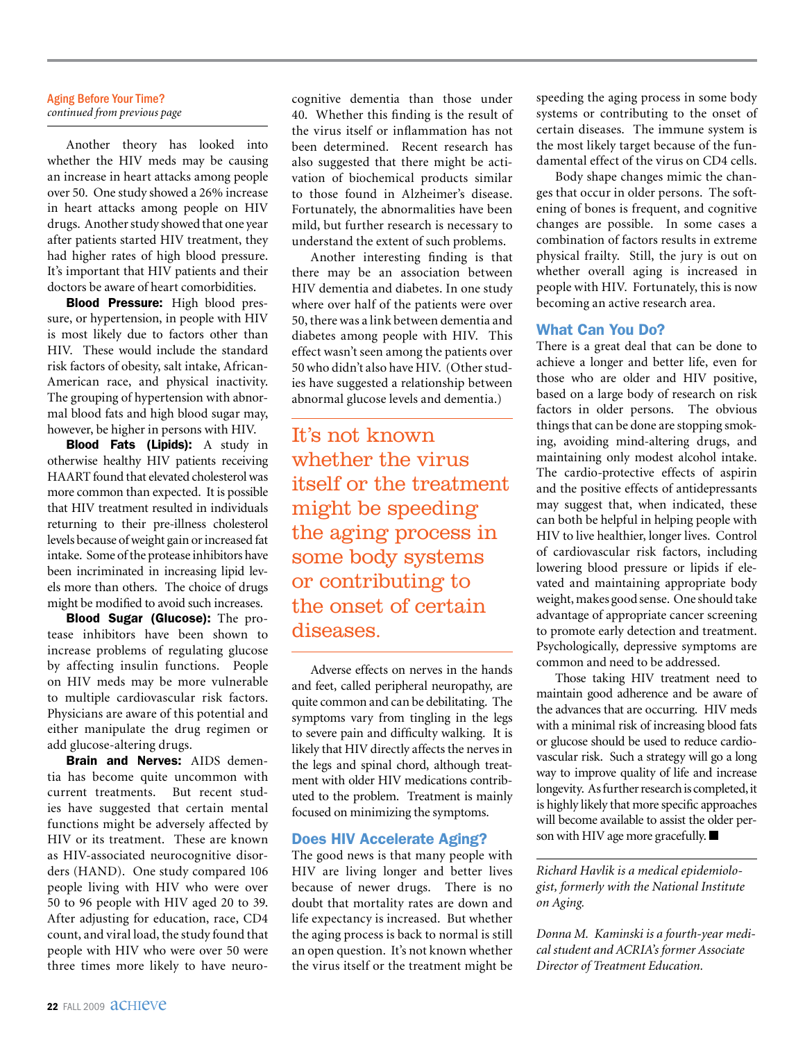Aging Before Your Time?
*continued from previous page*

Another theory has looked into whether the HIV meds may be causing an increase in heart attacks among people over 50. One study showed a 26% increase in heart attacks among people on HIV drugs. Another study showed that one year after patients started HIV treatment, they had higher rates of high blood pressure. It's important that HIV patients and their doctors be aware of heart comorbidities.

**Blood Pressure:** High blood pressure, or hypertension, in people with HIV is most likely due to factors other than HIV. These would include the standard risk factors of obesity, salt intake, African-American race, and physical inactivity. The grouping of hypertension with abnormal blood fats and high blood sugar may, however, be higher in persons with HIV.

**Blood Fats (Lipids):** A study in otherwise healthy HIV patients receiving HAART found that elevated cholesterol was more common than expected. It is possible that HIV treatment resulted in individuals returning to their pre-illness cholesterol levels because of weight gain or increased fat intake. Some of the protease inhibitors have been incriminated in increasing lipid levels more than others. The choice of drugs might be modified to avoid such increases.

**Blood Sugar (Glucose):** The protease inhibitors have been shown to increase problems of regulating glucose by affecting insulin functions. People on HIV meds may be more vulnerable to multiple cardiovascular risk factors. Physicians are aware of this potential and either manipulate the drug regimen or add glucose-altering drugs.

**Brain and Nerves:** AIDS dementia has become quite uncommon with current treatments. But recent studies have suggested that certain mental functions might be adversely affected by HIV or its treatment. These are known as HIV-associated neurocognitive disorders (HAND). One study compared 106 people living with HIV who were over 50 to 96 people with HIV aged 20 to 39. After adjusting for education, race, CD4 count, and viral load, the study found that people with HIV who were over 50 were three times more likely to have neurocognitive dementia than those under 40. Whether this finding is the result of the virus itself or inflammation has not been determined. Recent research has also suggested that there might be activation of biochemical products similar to those found in Alzheimer's disease. Fortunately, the abnormalities have been mild, but further research is necessary to understand the extent of such problems.

Another interesting finding is that there may be an association between HIV dementia and diabetes. In one study where over half of the patients were over 50, there was a link between dementia and diabetes among people with HIV. This effect wasn't seen among the patients over 50 who didn't also have HIV. (Other studies have suggested a relationship between abnormal glucose levels and dementia.)

> It's not known whether the virus itself or the treatment might be speeding the aging process in some body systems or contributing to the onset of certain diseases.

Adverse effects on nerves in the hands and feet, called peripheral neuropathy, are quite common and can be debilitating. The symptoms vary from tingling in the legs to severe pain and difficulty walking. It is likely that HIV directly affects the nerves in the legs and spinal chord, although treatment with older HIV medications contributed to the problem. Treatment is mainly focused on minimizing the symptoms.

## Does HIV Accelerate Aging?

The good news is that many people with HIV are living longer and better lives because of newer drugs. There is no doubt that mortality rates are down and life expectancy is increased. But whether the aging process is back to normal is still an open question. It's not known whether the virus itself or the treatment might be speeding the aging process in some body systems or contributing to the onset of certain diseases. The immune system is the most likely target because of the fundamental effect of the virus on CD4 cells.

Body shape changes mimic the changes that occur in older persons. The softening of bones is frequent, and cognitive changes are possible. In some cases a combination of factors results in extreme physical frailty. Still, the jury is out on whether overall aging is increased in people with HIV. Fortunately, this is now becoming an active research area.

## What Can You Do?

There is a great deal that can be done to achieve a longer and better life, even for those who are older and HIV positive, based on a large body of research on risk factors in older persons. The obvious things that can be done are stopping smoking, avoiding mind-altering drugs, and maintaining only modest alcohol intake. The cardio-protective effects of aspirin and the positive effects of antidepressants may suggest that, when indicated, these can both be helpful in helping people with HIV to live healthier, longer lives. Control of cardiovascular risk factors, including lowering blood pressure or lipids if elevated and maintaining appropriate body weight, makes good sense. One should take advantage of appropriate cancer screening to promote early detection and treatment. Psychologically, depressive symptoms are common and need to be addressed.

Those taking HIV treatment need to maintain good adherence and be aware of the advances that are occurring. HIV meds with a minimal risk of increasing blood fats or glucose should be used to reduce cardiovascular risk. Such a strategy will go a long way to improve quality of life and increase longevity. As further research is completed, it is highly likely that more specific approaches will become available to assist the older person with HIV age more gracefully. ■

---

*Richard Havlik is a medical epidemiologist, formerly with the National Institute on Aging.*

*Donna M. Kaminski is a fourth-year medical student and ACRIA's former Associate Director of Treatment Education.*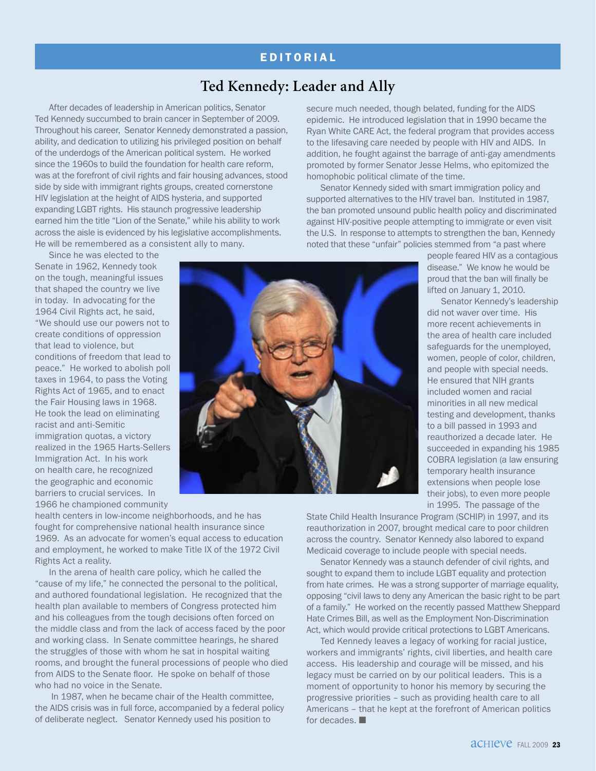# EDITORIAL

## Ted Kennedy: Leader and Ally

After decades of leadership in American politics, Senator Ted Kennedy succumbed to brain cancer in September of 2009. Throughout his career, Senator Kennedy demonstrated a passion, ability, and dedication to utilizing his privileged position on behalf of the underdogs of the American political system. He worked since the 1960s to build the foundation for health care reform, was at the forefront of civil rights and fair housing advances, stood side by side with immigrant rights groups, created cornerstone HIV legislation at the height of AIDS hysteria, and supported expanding LGBT rights. His staunch progressive leadership earned him the title "Lion of the Senate," while his ability to work across the aisle is evidenced by his legislative accomplishments. He will be remembered as a consistent ally to many.

Since he was elected to the Senate in 1962, Kennedy took on the tough, meaningful issues that shaped the country we live in today. In advocating for the 1964 Civil Rights act, he said, "We should use our powers not to create conditions of oppression that lead to violence, but conditions of freedom that lead to peace." He worked to abolish poll taxes in 1964, to pass the Voting Rights Act of 1965, and to enact the Fair Housing laws in 1968. He took the lead on eliminating racist and anti-Semitic immigration quotas, a victory realized in the 1965 Harts-Sellers Immigration Act. In his work on health care, he recognized the geographic and economic barriers to crucial services. In 1966 he championed community health centers in low-income neighborhoods, and he has fought for comprehensive national health insurance since 1969. As an advocate for women's equal access to education and employment, he worked to make Title IX of the 1972 Civil Rights Act a reality.

In the arena of health care policy, which he called the "cause of my life," he connected the personal to the political, and authored foundational legislation. He recognized that the health plan available to members of Congress protected him and his colleagues from the tough decisions often forced on the middle class and from the lack of access faced by the poor and working class. In Senate committee hearings, he shared the struggles of those with whom he sat in hospital waiting rooms, and brought the funeral processions of people who died from AIDS to the Senate floor. He spoke on behalf of those who had no voice in the Senate.

In 1987, when he became chair of the Health committee, the AIDS crisis was in full force, accompanied by a federal policy of deliberate neglect. Senator Kennedy used his position to secure much needed, though belated, funding for the AIDS epidemic. He introduced legislation that in 1990 became the Ryan White CARE Act, the federal program that provides access to the lifesaving care needed by people with HIV and AIDS. In addition, he fought against the barrage of anti-gay amendments promoted by former Senator Jesse Helms, who epitomized the homophobic political climate of the time.

Senator Kennedy sided with smart immigration policy and supported alternatives to the HIV travel ban. Instituted in 1987, the ban promoted unsound public health policy and discriminated against HIV-positive people attempting to immigrate or even visit the U.S. In response to attempts to strengthen the ban, Kennedy noted that these "unfair" policies stemmed from "a past where people feared HIV as a contagious disease." We know he would be proud that the ban will finally be lifted on January 1, 2010.

Senator Kennedy's leadership did not waver over time. His more recent achievements in the area of health care included safeguards for the unemployed, women, people of color, children, and people with special needs. He ensured that NIH grants included women and racial minorities in all new medical testing and development, thanks to a bill passed in 1993 and reauthorized a decade later. He succeeded in expanding his 1985 COBRA legislation (a law ensuring temporary health insurance extensions when people lose their jobs), to even more people in 1995. The passage of the State Child Health Insurance Program (SCHIP) in 1997, and its reauthorization in 2007, brought medical care to poor children across the country. Senator Kennedy also labored to expand Medicaid coverage to include people with special needs.

Senator Kennedy was a staunch defender of civil rights, and sought to expand them to include LGBT equality and protection from hate crimes. He was a strong supporter of marriage equality, opposing "civil laws to deny any American the basic right to be part of a family." He worked on the recently passed Matthew Sheppard Hate Crimes Bill, as well as the Employment Non-Discrimination Act, which would provide critical protections to LGBT Americans.

Ted Kennedy leaves a legacy of working for racial justice, workers and immigrants' rights, civil liberties, and health care access. His leadership and courage will be missed, and his legacy must be carried on by our political leaders. This is a moment of opportunity to honor his memory by securing the progressive priorities – such as providing health care to all Americans – that he kept at the forefront of American politics for decades. ■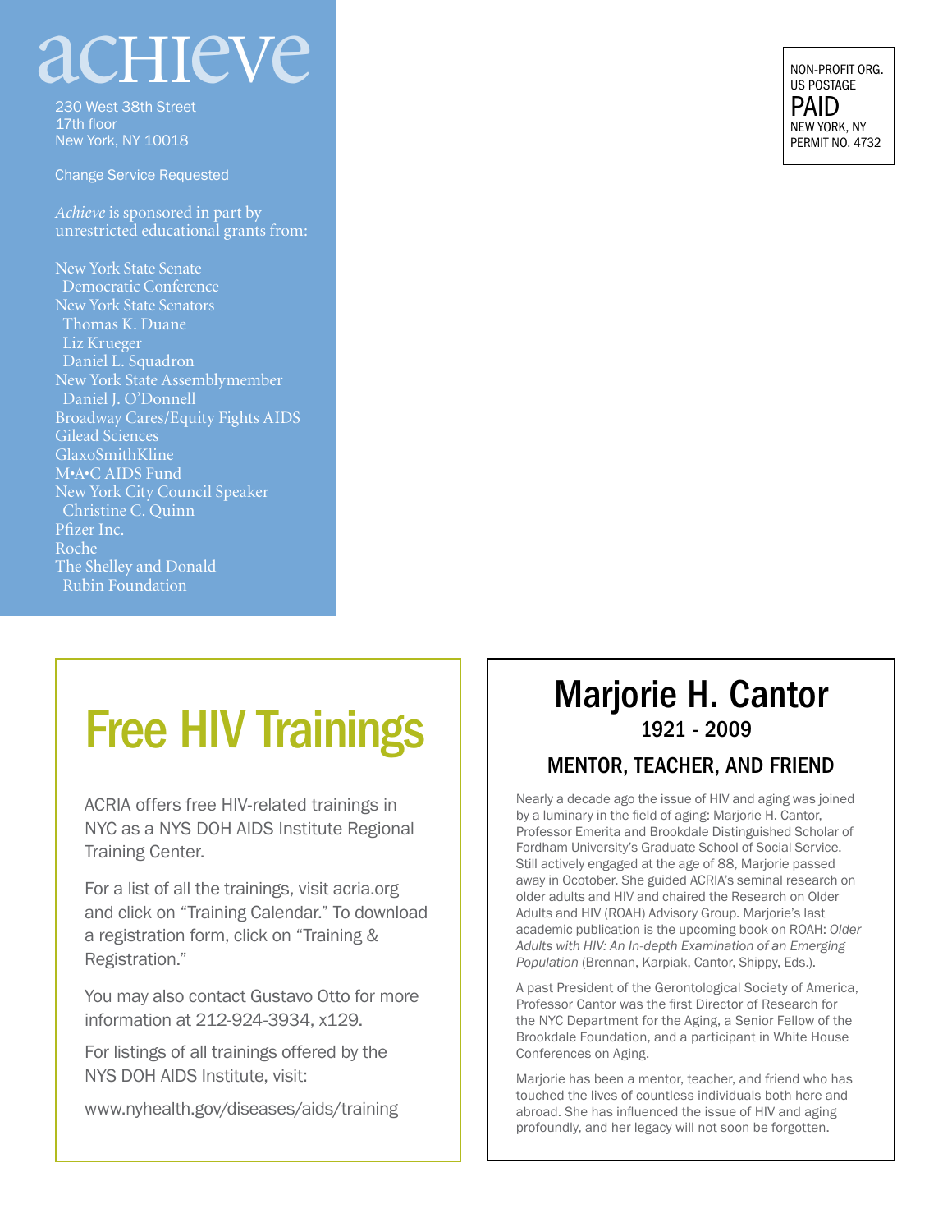# achieve

230 West 38th Street
17th floor
New York, NY 10018

Change Service Requested

*Achieve* is sponsored in part by unrestricted educational grants from:

New York State Senate
Democratic Conference
New York State Senators
Thomas K. Duane
Liz Krueger
Daniel L. Squadron
New York State Assemblymember
Daniel J. O'Donnell
Broadway Cares/Equity Fights AIDS
Gilead Sciences
GlaxoSmithKline
M•A•C AIDS Fund
New York City Council Speaker
Christine C. Quinn
Pfizer Inc.
Roche
The Shelley and Donald
Rubin Foundation

NON-PROFIT ORG.
US POSTAGE
PAID
NEW YORK, NY
PERMIT NO. 4732

## Free HIV Trainings

ACRIA offers free HIV-related trainings in NYC as a NYS DOH AIDS Institute Regional Training Center.

For a list of all the trainings, visit acria.org and click on "Training Calendar." To download a registration form, click on "Training & Registration."

You may also contact Gustavo Otto for more information at 212-924-3934, x129.

For listings of all trainings offered by the NYS DOH AIDS Institute, visit:

www.nyhealth.gov/diseases/aids/training

## Marjorie H. Cantor

1921 - 2009

### MENTOR, TEACHER, AND FRIEND

Nearly a decade ago the issue of HIV and aging was joined by a luminary in the field of aging: Marjorie H. Cantor, Professor Emerita and Brookdale Distinguished Scholar of Fordham University's Graduate School of Social Service. Still actively engaged at the age of 88, Marjorie passed away in Ocotober. She guided ACRIA's seminal research on older adults and HIV and chaired the Research on Older Adults and HIV (ROAH) Advisory Group. Marjorie's last academic publication is the upcoming book on ROAH: *Older Adults with HIV: An In-depth Examination of an Emerging Population* (Brennan, Karpiak, Cantor, Shippy, Eds.).

A past President of the Gerontological Society of America, Professor Cantor was the first Director of Research for the NYC Department for the Aging, a Senior Fellow of the Brookdale Foundation, and a participant in White House Conferences on Aging.

Marjorie has been a mentor, teacher, and friend who has touched the lives of countless individuals both here and abroad. She has influenced the issue of HIV and aging profoundly, and her legacy will not soon be forgotten.